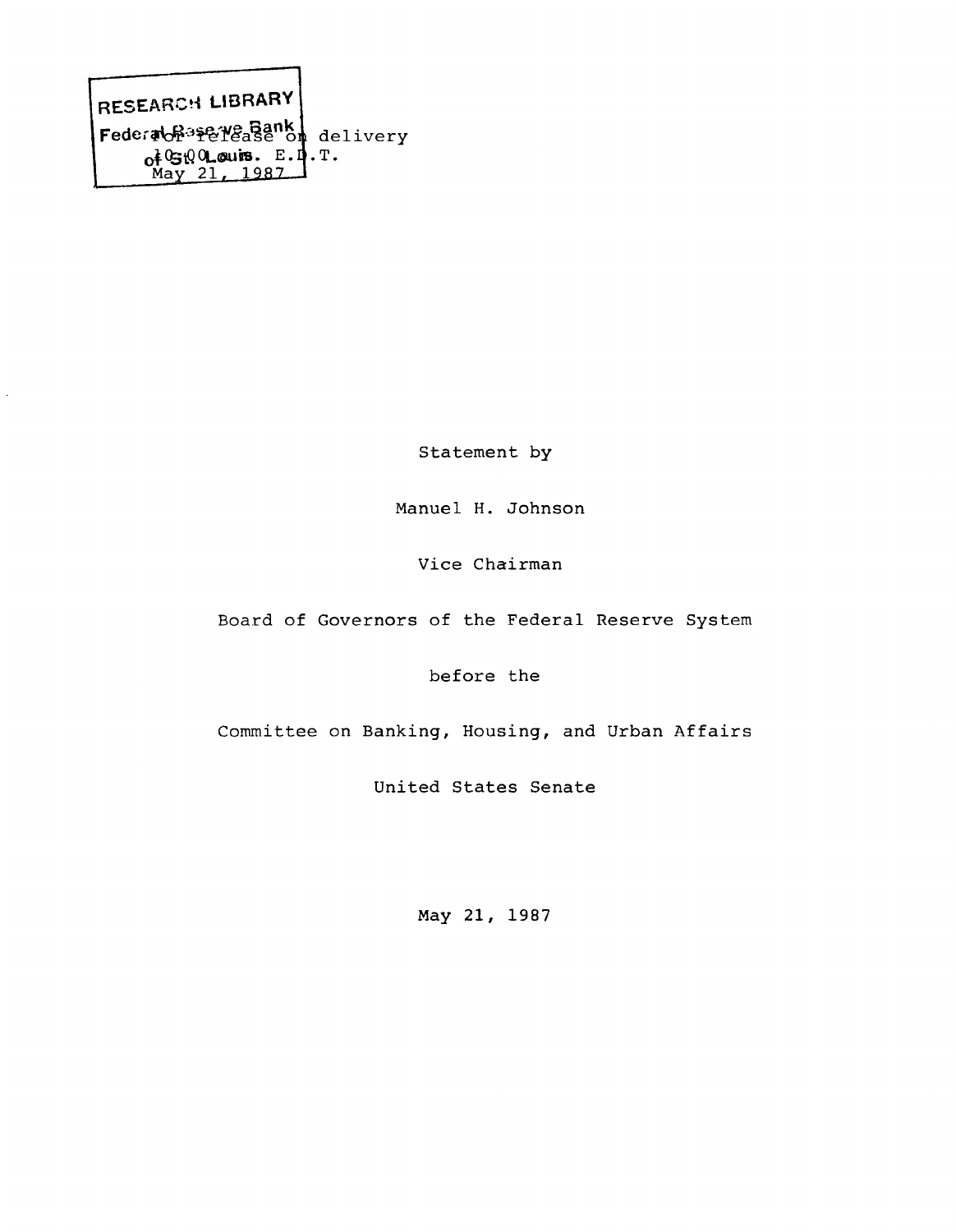RESEARCH LIBRARY
Federal Reserve Bank of St. Louis

For release on delivery
10:00 a.m. E.D.T.
May 21, 1987

Statement by

Manuel H. Johnson

Vice Chairman

Board of Governors of the Federal Reserve System

before the

Committee on Banking, Housing, and Urban Affairs

United States Senate

May 21, 1987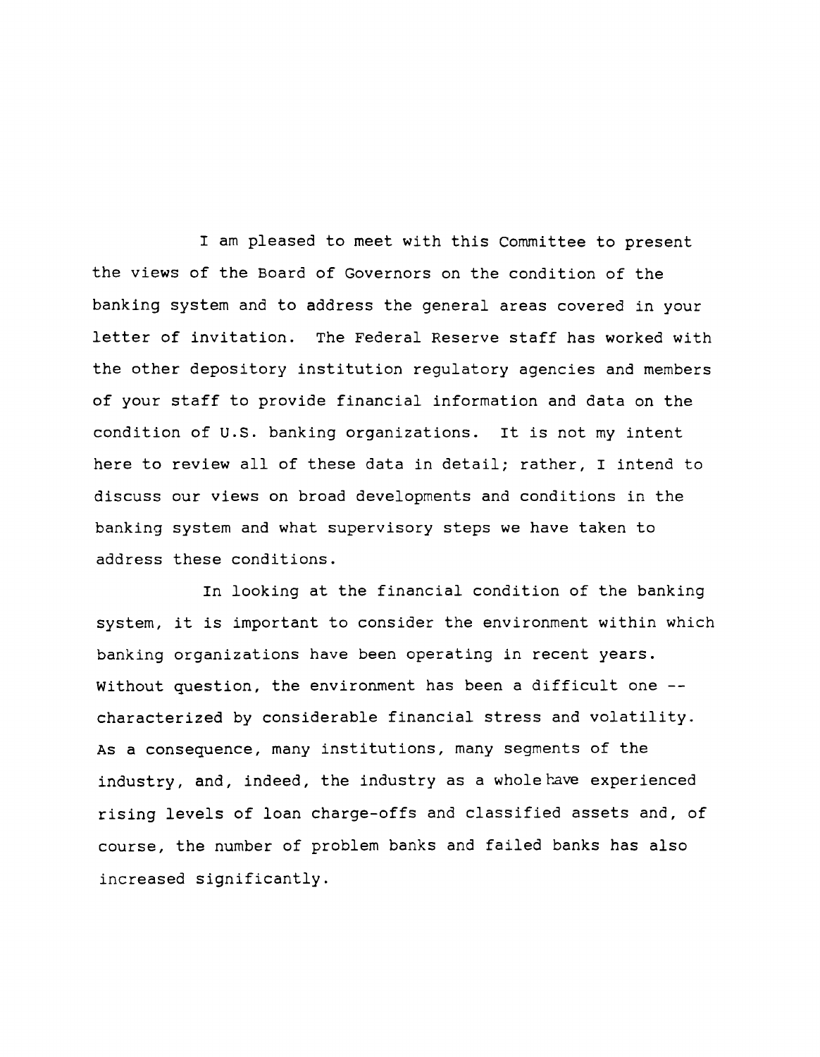I am pleased to meet with this Committee to present the views of the Board of Governors on the condition of the banking system and to address the general areas covered in your letter of invitation. The Federal Reserve staff has worked with the other depository institution regulatory agencies and members of your staff to provide financial information and data on the condition of U.S. banking organizations. It is not my intent here to review all of these data in detail; rather, I intend to discuss our views on broad developments and conditions in the banking system and what supervisory steps we have taken to address these conditions.

In looking at the financial condition of the banking system, it is important to consider the environment within which banking organizations have been operating in recent years. Without question, the environment has been a difficult one -- characterized by considerable financial stress and volatility. As a consequence, many institutions, many segments of the industry, and, indeed, the industry as a whole have experienced rising levels of loan charge-offs and classified assets and, of course, the number of problem banks and failed banks has also increased significantly.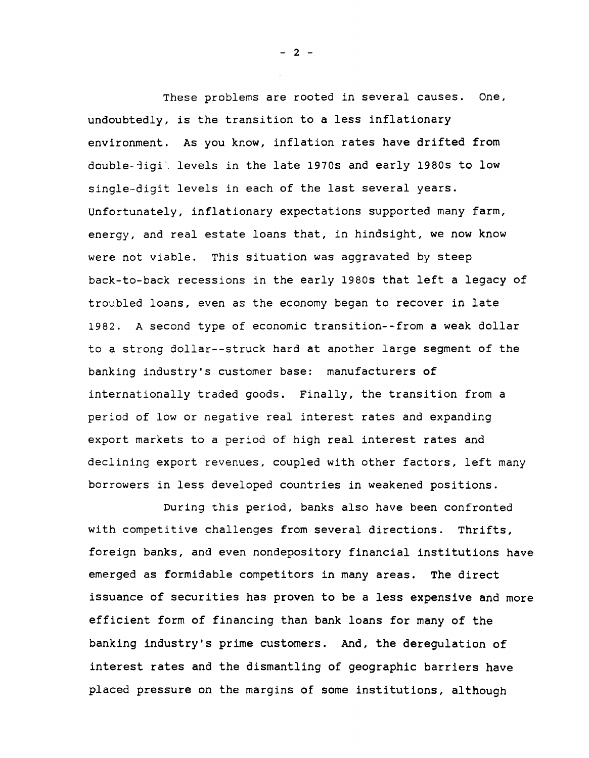These problems are rooted in several causes. One, undoubtedly, is the transition to a less inflationary environment. As you know, inflation rates have drifted from double-digit levels in the late 1970s and early 1980s to low single-digit levels in each of the last several years. Unfortunately, inflationary expectations supported many farm, energy, and real estate loans that, in hindsight, we now know were not viable. This situation was aggravated by steep back-to-back recessions in the early 1980s that left a legacy of troubled loans, even as the economy began to recover in late 1982. A second type of economic transition--from a weak dollar to a strong dollar--struck hard at another large segment of the banking industry's customer base: manufacturers of internationally traded goods. Finally, the transition from a period of low or negative real interest rates and expanding export markets to a period of high real interest rates and declining export revenues, coupled with other factors, left many borrowers in less developed countries in weakened positions.

During this period, banks also have been confronted with competitive challenges from several directions. Thrifts, foreign banks, and even nondepository financial institutions have emerged as formidable competitors in many areas. The direct issuance of securities has proven to be a less expensive and more efficient form of financing than bank loans for many of the banking industry's prime customers. And, the deregulation of interest rates and the dismantling of geographic barriers have placed pressure on the margins of some institutions, although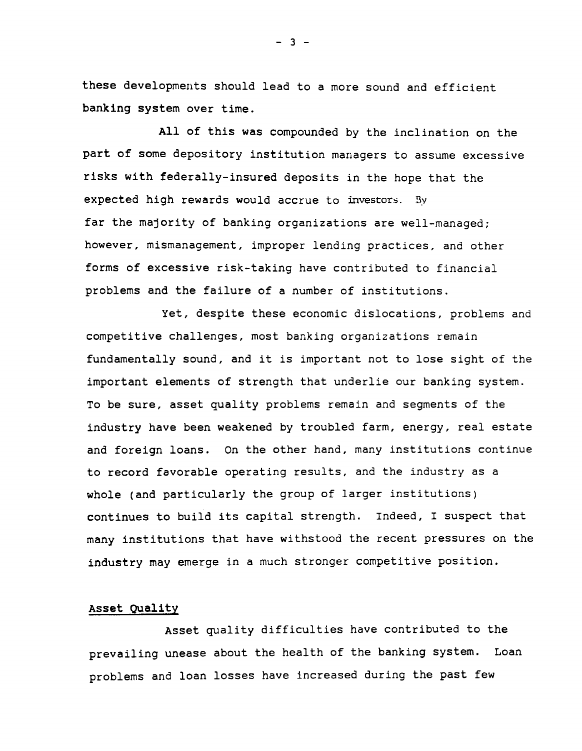these developments should lead to a more sound and efficient banking system over time.

All of this was compounded by the inclination on the part of some depository institution managers to assume excessive risks with federally-insured deposits in the hope that the expected high rewards would accrue to investors. By far the majority of banking organizations are well-managed; however, mismanagement, improper lending practices, and other forms of excessive risk-taking have contributed to financial problems and the failure of a number of institutions.

Yet, despite these economic dislocations, problems and competitive challenges, most banking organizations remain fundamentally sound, and it is important not to lose sight of the important elements of strength that underlie our banking system. To be sure, asset quality problems remain and segments of the industry have been weakened by troubled farm, energy, real estate and foreign loans. On the other hand, many institutions continue to record favorable operating results, and the industry as a whole (and particularly the group of larger institutions) continues to build its capital strength. Indeed, I suspect that many institutions that have withstood the recent pressures on the industry may emerge in a much stronger competitive position.

## Asset Quality

Asset quality difficulties have contributed to the prevailing unease about the health of the banking system. Loan problems and loan losses have increased during the past few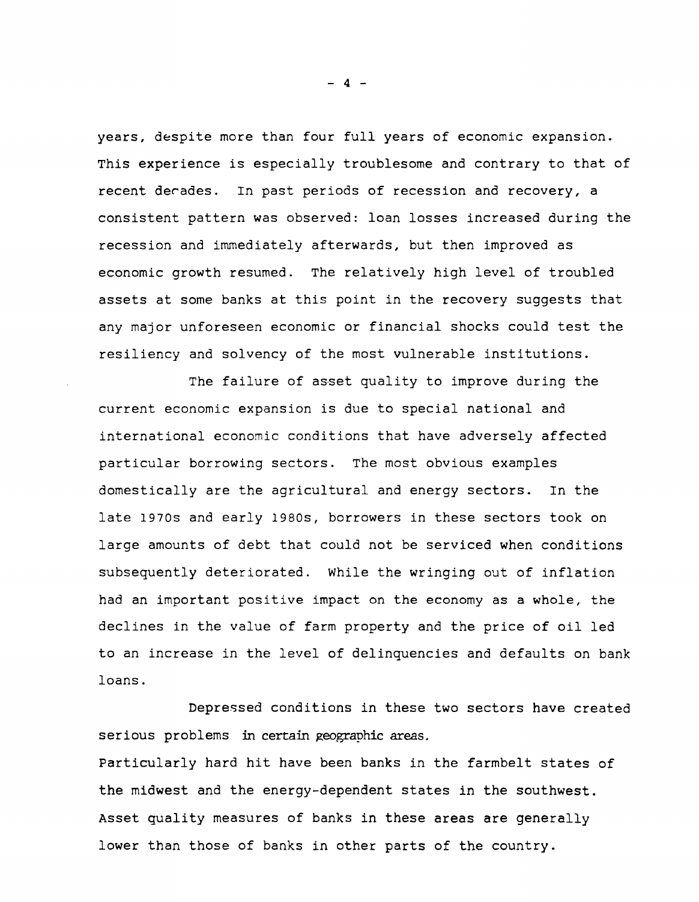years, despite more than four full years of economic expansion. This experience is especially troublesome and contrary to that of recent decades. In past periods of recession and recovery, a consistent pattern was observed: loan losses increased during the recession and immediately afterwards, but then improved as economic growth resumed. The relatively high level of troubled assets at some banks at this point in the recovery suggests that any major unforeseen economic or financial shocks could test the resiliency and solvency of the most vulnerable institutions.

The failure of asset quality to improve during the current economic expansion is due to special national and international economic conditions that have adversely affected particular borrowing sectors. The most obvious examples domestically are the agricultural and energy sectors. In the late 1970s and early 1980s, borrowers in these sectors took on large amounts of debt that could not be serviced when conditions subsequently deteriorated. While the wringing out of inflation had an important positive impact on the economy as a whole, the declines in the value of farm property and the price of oil led to an increase in the level of delinquencies and defaults on bank loans.

Depressed conditions in these two sectors have created serious problems in certain geographic areas. Particularly hard hit have been banks in the farmbelt states of the midwest and the energy-dependent states in the southwest. Asset quality measures of banks in these areas are generally lower than those of banks in other parts of the country.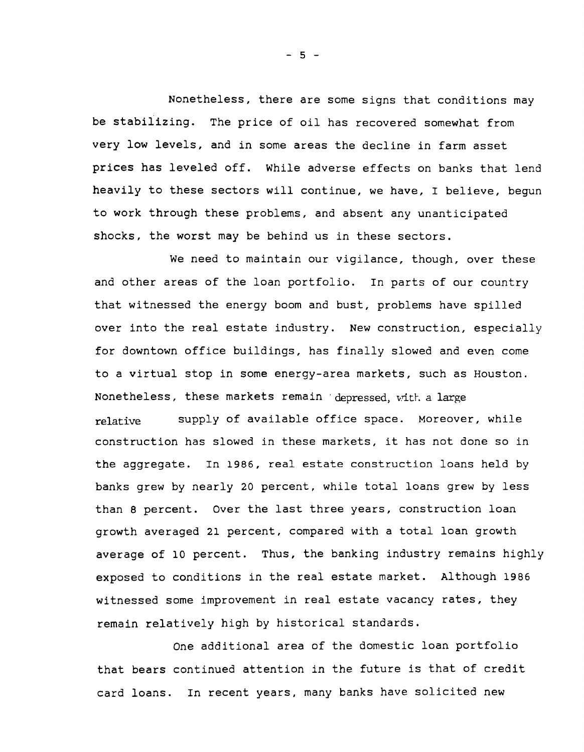Nonetheless, there are some signs that conditions may be stabilizing. The price of oil has recovered somewhat from very low levels, and in some areas the decline in farm asset prices has leveled off. While adverse effects on banks that lend heavily to these sectors will continue, we have, I believe, begun to work through these problems, and absent any unanticipated shocks, the worst may be behind us in these sectors.

We need to maintain our vigilance, though, over these and other areas of the loan portfolio. In parts of our country that witnessed the energy boom and bust, problems have spilled over into the real estate industry. New construction, especially for downtown office buildings, has finally slowed and even come to a virtual stop in some energy-area markets, such as Houston. Nonetheless, these markets remain depressed, with a large relative supply of available office space. Moreover, while construction has slowed in these markets, it has not done so in the aggregate. In 1986, real estate construction loans held by banks grew by nearly 20 percent, while total loans grew by less than 8 percent. Over the last three years, construction loan growth averaged 21 percent, compared with a total loan growth average of 10 percent. Thus, the banking industry remains highly exposed to conditions in the real estate market. Although 1986 witnessed some improvement in real estate vacancy rates, they remain relatively high by historical standards.

One additional area of the domestic loan portfolio that bears continued attention in the future is that of credit card loans. In recent years, many banks have solicited new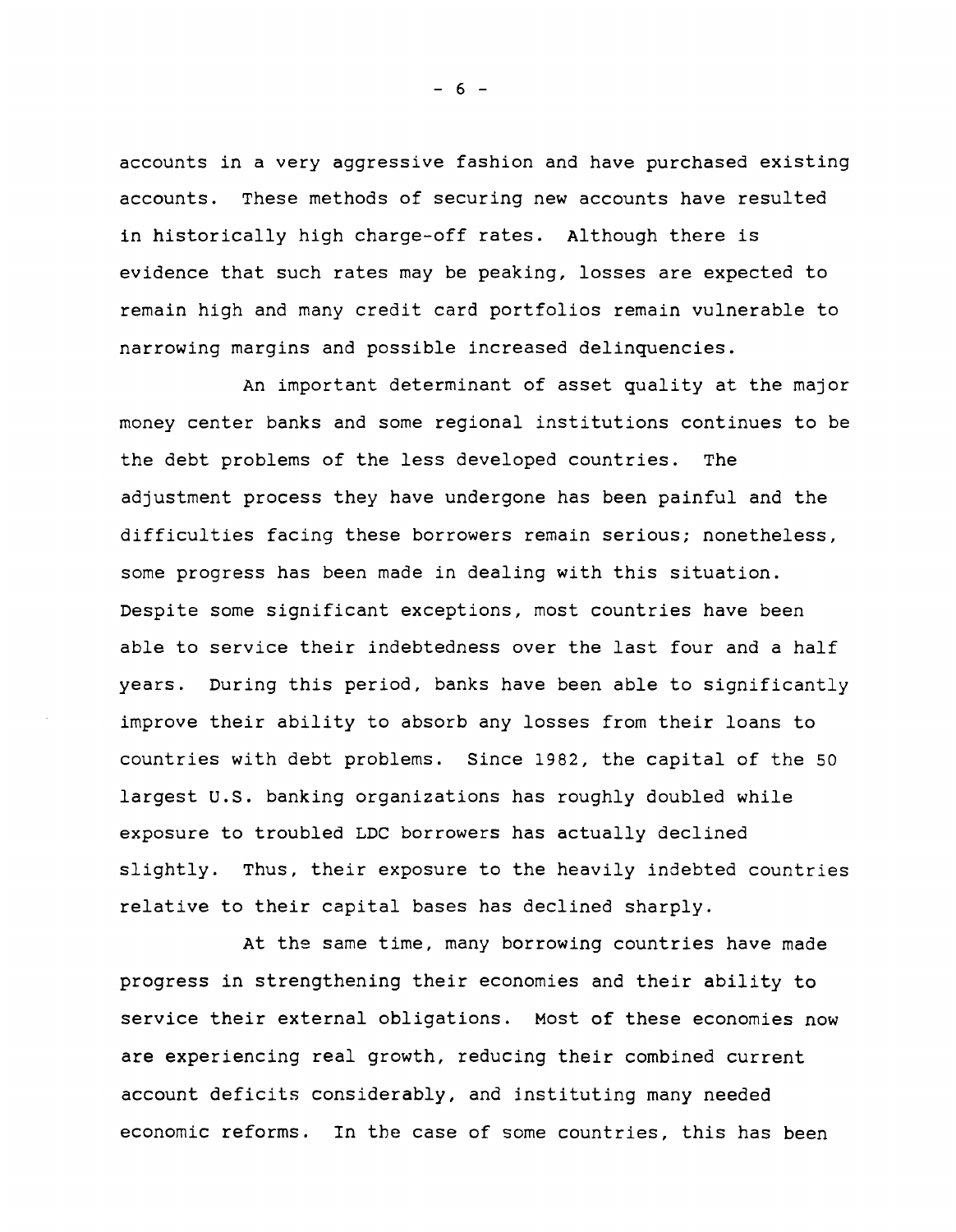accounts in a very aggressive fashion and have purchased existing accounts. These methods of securing new accounts have resulted in historically high charge-off rates. Although there is evidence that such rates may be peaking, losses are expected to remain high and many credit card portfolios remain vulnerable to narrowing margins and possible increased delinquencies.

An important determinant of asset quality at the major money center banks and some regional institutions continues to be the debt problems of the less developed countries. The adjustment process they have undergone has been painful and the difficulties facing these borrowers remain serious; nonetheless, some progress has been made in dealing with this situation. Despite some significant exceptions, most countries have been able to service their indebtedness over the last four and a half years. During this period, banks have been able to significantly improve their ability to absorb any losses from their loans to countries with debt problems. Since 1982, the capital of the 50 largest U.S. banking organizations has roughly doubled while exposure to troubled LDC borrowers has actually declined slightly. Thus, their exposure to the heavily indebted countries relative to their capital bases has declined sharply.

At the same time, many borrowing countries have made progress in strengthening their economies and their ability to service their external obligations. Most of these economies now are experiencing real growth, reducing their combined current account deficits considerably, and instituting many needed economic reforms. In the case of some countries, this has been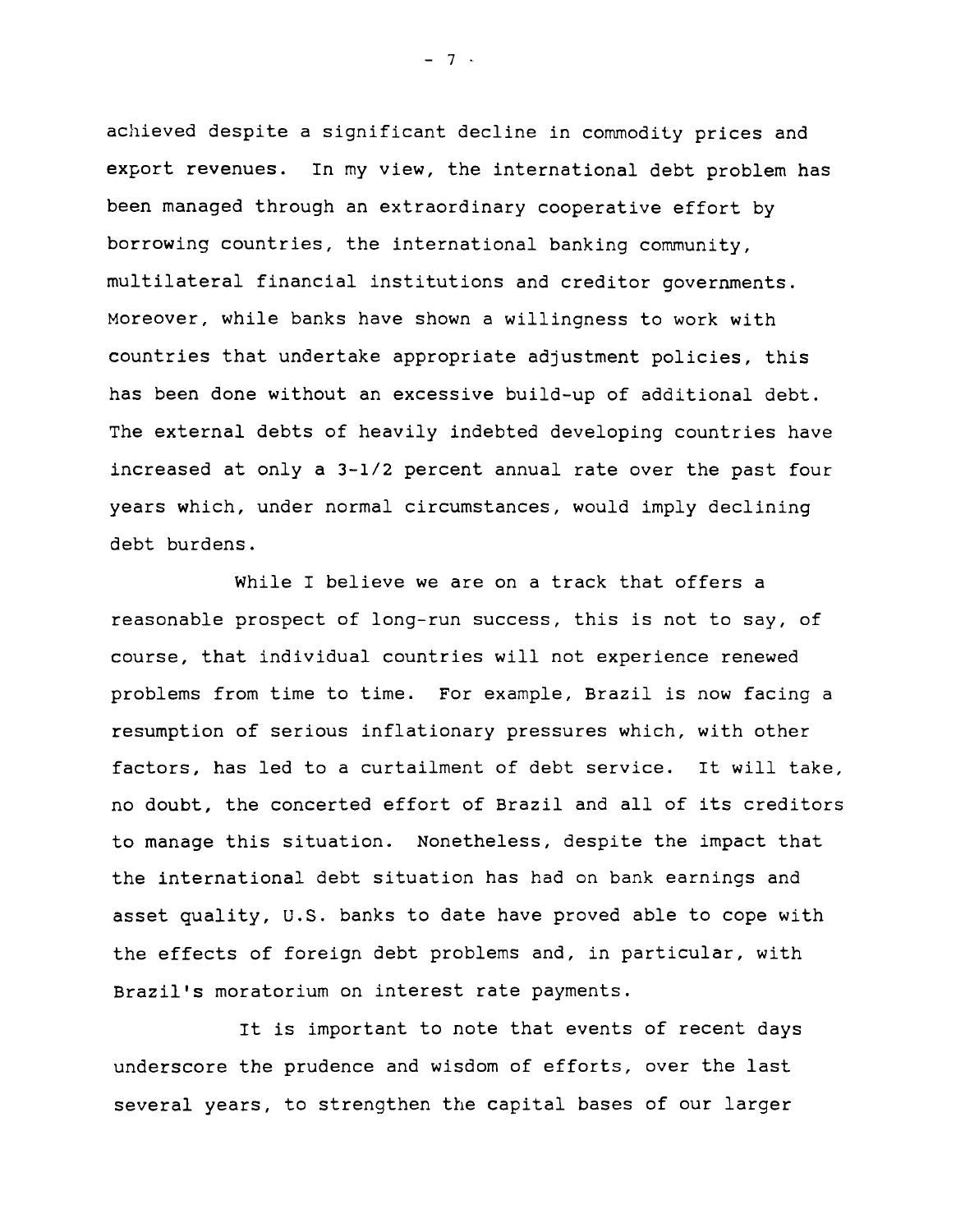achieved despite a significant decline in commodity prices and export revenues. In my view, the international debt problem has been managed through an extraordinary cooperative effort by borrowing countries, the international banking community, multilateral financial institutions and creditor governments. Moreover, while banks have shown a willingness to work with countries that undertake appropriate adjustment policies, this has been done without an excessive build-up of additional debt. The external debts of heavily indebted developing countries have increased at only a 3-1/2 percent annual rate over the past four years which, under normal circumstances, would imply declining debt burdens.

While I believe we are on a track that offers a reasonable prospect of long-run success, this is not to say, of course, that individual countries will not experience renewed problems from time to time. For example, Brazil is now facing a resumption of serious inflationary pressures which, with other factors, has led to a curtailment of debt service. It will take, no doubt, the concerted effort of Brazil and all of its creditors to manage this situation. Nonetheless, despite the impact that the international debt situation has had on bank earnings and asset quality, U.S. banks to date have proved able to cope with the effects of foreign debt problems and, in particular, with Brazil's moratorium on interest rate payments.

It is important to note that events of recent days underscore the prudence and wisdom of efforts, over the last several years, to strengthen the capital bases of our larger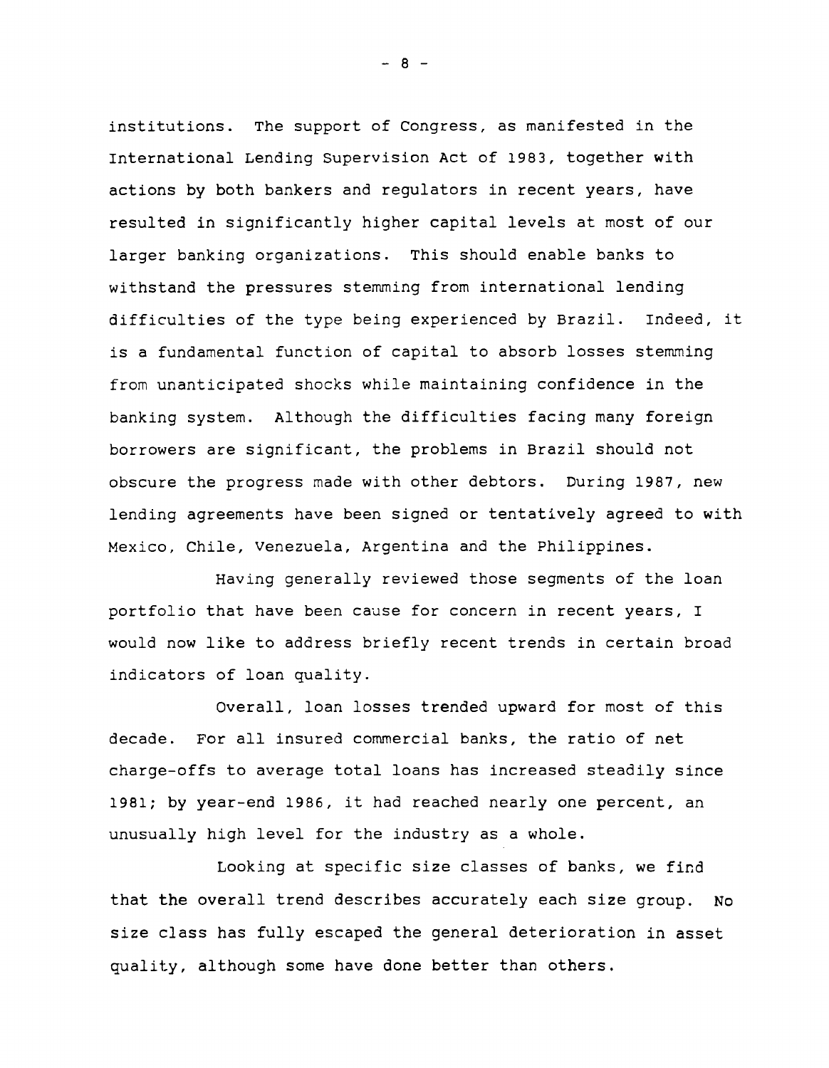institutions. The support of Congress, as manifested in the International Lending Supervision Act of 1983, together with actions by both bankers and regulators in recent years, have resulted in significantly higher capital levels at most of our larger banking organizations. This should enable banks to withstand the pressures stemming from international lending difficulties of the type being experienced by Brazil. Indeed, it is a fundamental function of capital to absorb losses stemming from unanticipated shocks while maintaining confidence in the banking system. Although the difficulties facing many foreign borrowers are significant, the problems in Brazil should not obscure the progress made with other debtors. During 1987, new lending agreements have been signed or tentatively agreed to with Mexico, Chile, Venezuela, Argentina and the Philippines.

Having generally reviewed those segments of the loan portfolio that have been cause for concern in recent years, I would now like to address briefly recent trends in certain broad indicators of loan quality.

Overall, loan losses trended upward for most of this decade. For all insured commercial banks, the ratio of net charge-offs to average total loans has increased steadily since 1981; by year-end 1986, it had reached nearly one percent, an unusually high level for the industry as a whole.

Looking at specific size classes of banks, we find that the overall trend describes accurately each size group. No size class has fully escaped the general deterioration in asset quality, although some have done better than others.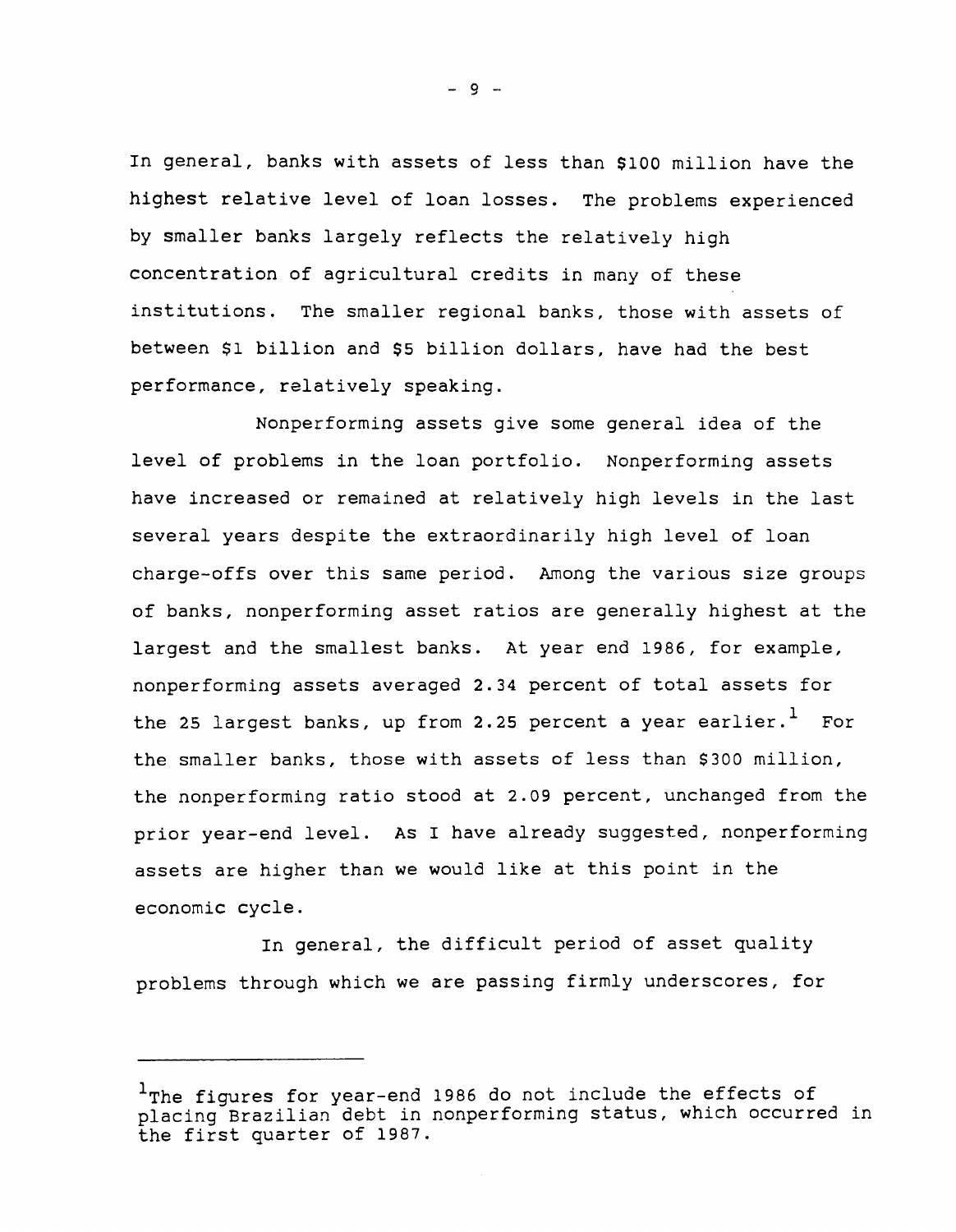In general, banks with assets of less than $100 million have the highest relative level of loan losses. The problems experienced by smaller banks largely reflects the relatively high concentration of agricultural credits in many of these institutions. The smaller regional banks, those with assets of between $1 billion and $5 billion dollars, have had the best performance, relatively speaking.

Nonperforming assets give some general idea of the level of problems in the loan portfolio. Nonperforming assets have increased or remained at relatively high levels in the last several years despite the extraordinarily high level of loan charge-offs over this same period. Among the various size groups of banks, nonperforming asset ratios are generally highest at the largest and the smallest banks. At year end 1986, for example, nonperforming assets averaged 2.34 percent of total assets for the 25 largest banks, up from 2.25 percent a year earlier.[1] For the smaller banks, those with assets of less than $300 million, the nonperforming ratio stood at 2.09 percent, unchanged from the prior year-end level. As I have already suggested, nonperforming assets are higher than we would like at this point in the economic cycle.

In general, the difficult period of asset quality problems through which we are passing firmly underscores, for

---

[1]The figures for year-end 1986 do not include the effects of placing Brazilian debt in nonperforming status, which occurred in the first quarter of 1987.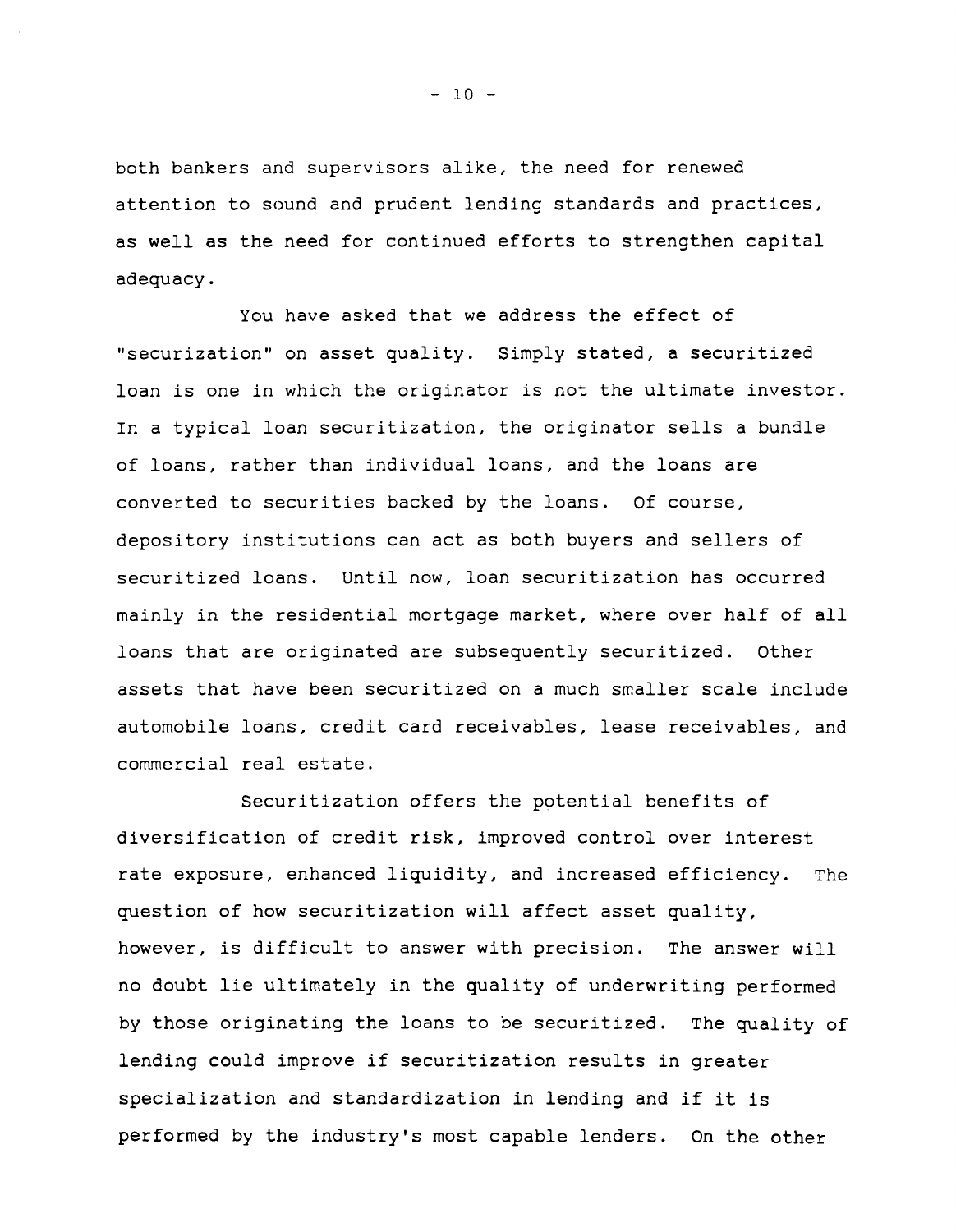both bankers and supervisors alike, the need for renewed attention to sound and prudent lending standards and practices, as well as the need for continued efforts to strengthen capital adequacy.

You have asked that we address the effect of "securization" on asset quality. Simply stated, a securitized loan is one in which the originator is not the ultimate investor. In a typical loan securitization, the originator sells a bundle of loans, rather than individual loans, and the loans are converted to securities backed by the loans. Of course, depository institutions can act as both buyers and sellers of securitized loans. Until now, loan securitization has occurred mainly in the residential mortgage market, where over half of all loans that are originated are subsequently securitized. Other assets that have been securitized on a much smaller scale include automobile loans, credit card receivables, lease receivables, and commercial real estate.

Securitization offers the potential benefits of diversification of credit risk, improved control over interest rate exposure, enhanced liquidity, and increased efficiency. The question of how securitization will affect asset quality, however, is difficult to answer with precision. The answer will no doubt lie ultimately in the quality of underwriting performed by those originating the loans to be securitized. The quality of lending could improve if securitization results in greater specialization and standardization in lending and if it is performed by the industry's most capable lenders. On the other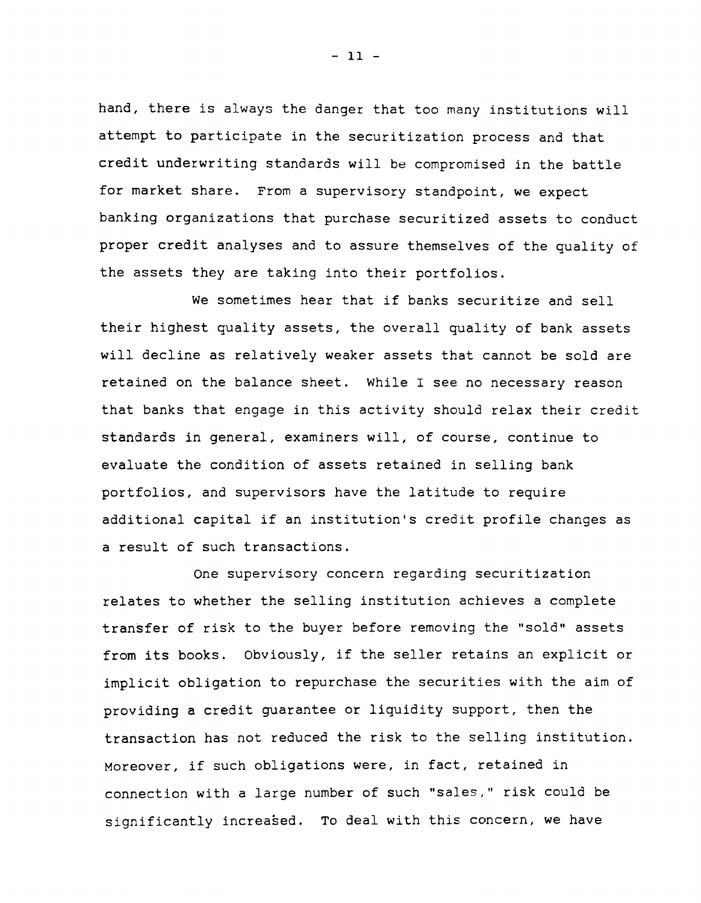hand, there is always the danger that too many institutions will attempt to participate in the securitization process and that credit underwriting standards will be compromised in the battle for market share. From a supervisory standpoint, we expect banking organizations that purchase securitized assets to conduct proper credit analyses and to assure themselves of the quality of the assets they are taking into their portfolios.

We sometimes hear that if banks securitize and sell their highest quality assets, the overall quality of bank assets will decline as relatively weaker assets that cannot be sold are retained on the balance sheet. While I see no necessary reason that banks that engage in this activity should relax their credit standards in general, examiners will, of course, continue to evaluate the condition of assets retained in selling bank portfolios, and supervisors have the latitude to require additional capital if an institution's credit profile changes as a result of such transactions.

One supervisory concern regarding securitization relates to whether the selling institution achieves a complete transfer of risk to the buyer before removing the "sold" assets from its books. Obviously, if the seller retains an explicit or implicit obligation to repurchase the securities with the aim of providing a credit guarantee or liquidity support, then the transaction has not reduced the risk to the selling institution. Moreover, if such obligations were, in fact, retained in connection with a large number of such "sales," risk could be significantly increased. To deal with this concern, we have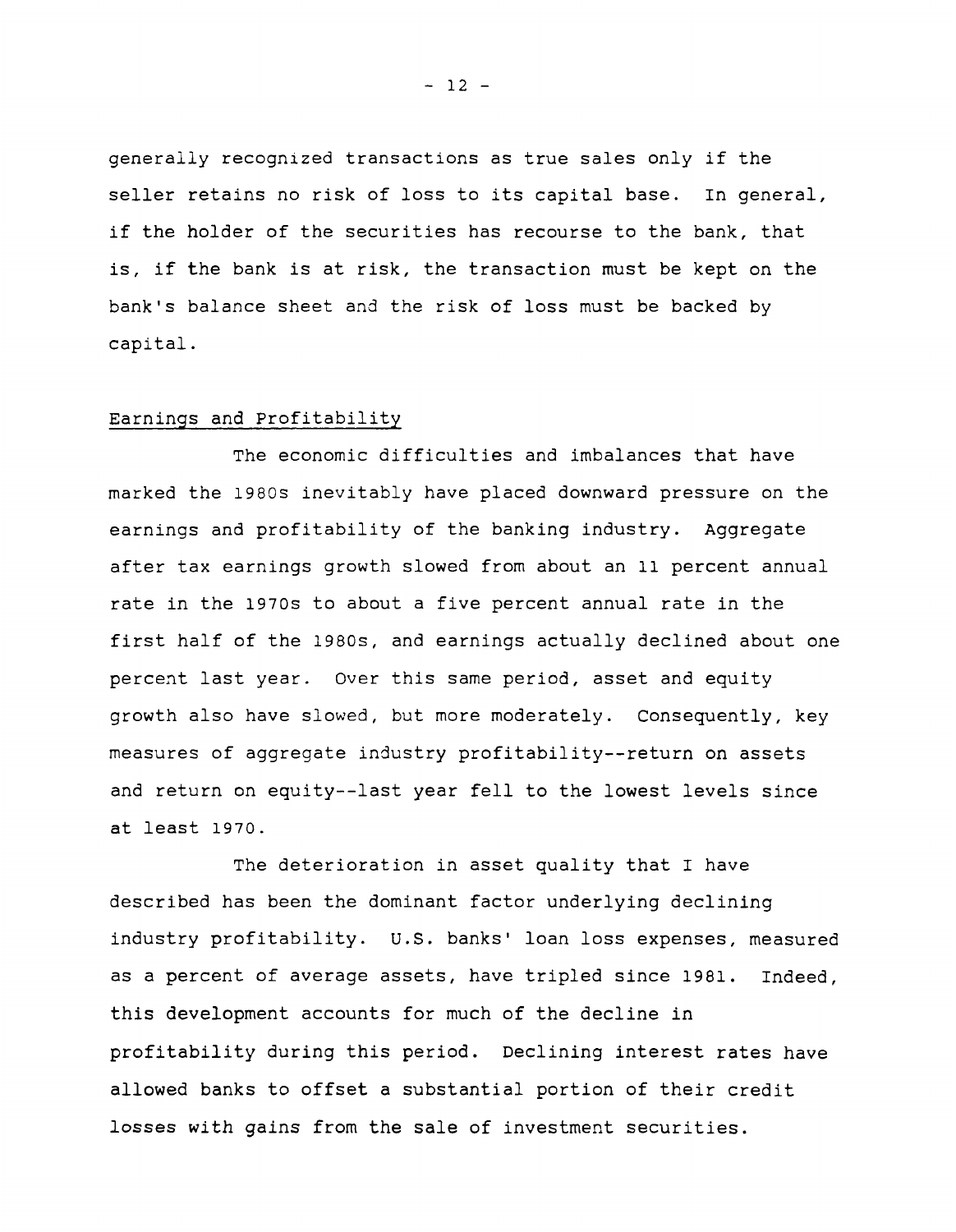generally recognized transactions as true sales only if the seller retains no risk of loss to its capital base. In general, if the holder of the securities has recourse to the bank, that is, if the bank is at risk, the transaction must be kept on the bank's balance sheet and the risk of loss must be backed by capital.

## Earnings and Profitability

The economic difficulties and imbalances that have marked the 1980s inevitably have placed downward pressure on the earnings and profitability of the banking industry. Aggregate after tax earnings growth slowed from about an 11 percent annual rate in the 1970s to about a five percent annual rate in the first half of the 1980s, and earnings actually declined about one percent last year. Over this same period, asset and equity growth also have slowed, but more moderately. Consequently, key measures of aggregate industry profitability--return on assets and return on equity--last year fell to the lowest levels since at least 1970.

The deterioration in asset quality that I have described has been the dominant factor underlying declining industry profitability. U.S. banks' loan loss expenses, measured as a percent of average assets, have tripled since 1981. Indeed, this development accounts for much of the decline in profitability during this period. Declining interest rates have allowed banks to offset a substantial portion of their credit losses with gains from the sale of investment securities.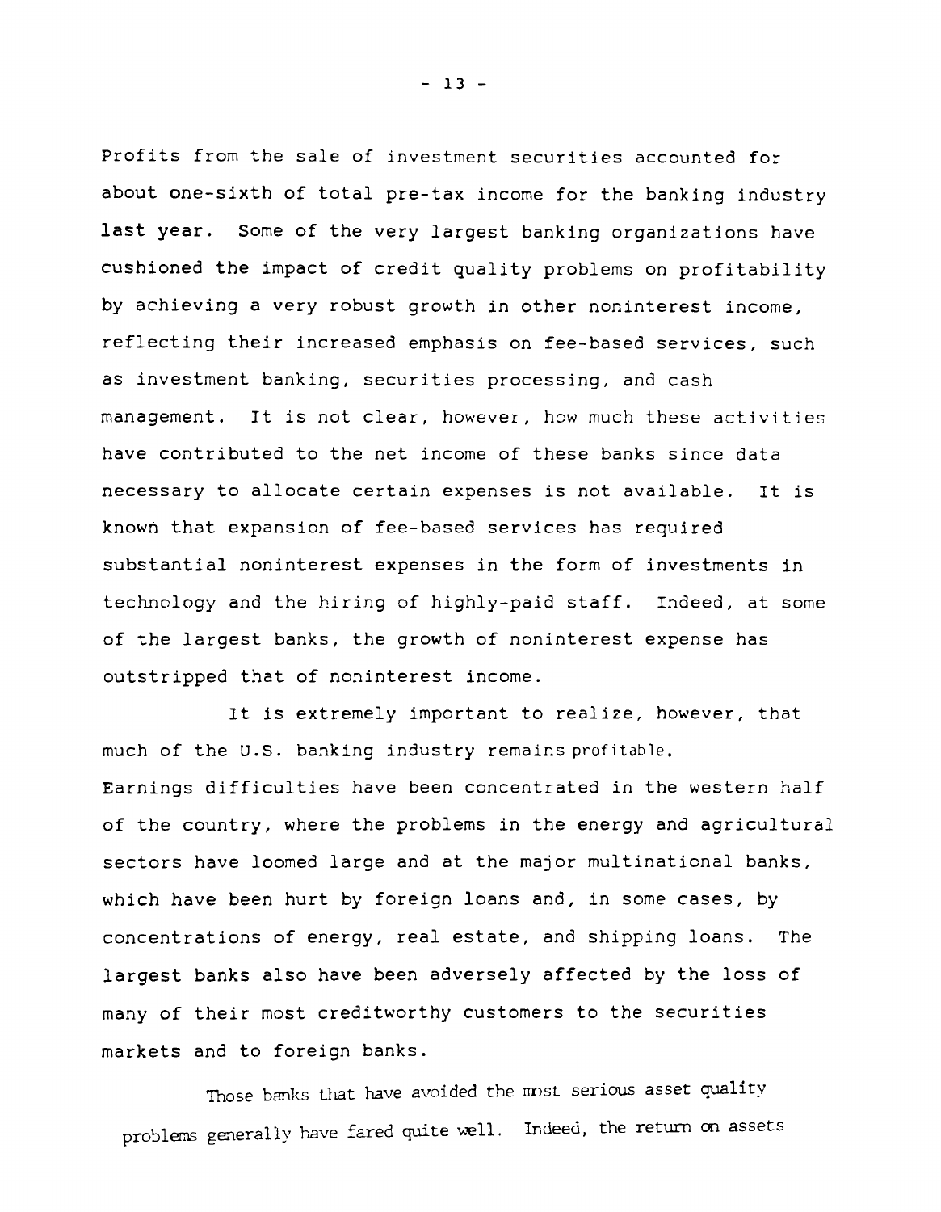Profits from the sale of investment securities accounted for about one-sixth of total pre-tax income for the banking industry last year. Some of the very largest banking organizations have cushioned the impact of credit quality problems on profitability by achieving a very robust growth in other noninterest income, reflecting their increased emphasis on fee-based services, such as investment banking, securities processing, and cash management. It is not clear, however, how much these activities have contributed to the net income of these banks since data necessary to allocate certain expenses is not available. It is known that expansion of fee-based services has required substantial noninterest expenses in the form of investments in technology and the hiring of highly-paid staff. Indeed, at some of the largest banks, the growth of noninterest expense has outstripped that of noninterest income.

It is extremely important to realize, however, that much of the U.S. banking industry remains profitable. Earnings difficulties have been concentrated in the western half of the country, where the problems in the energy and agricultural sectors have loomed large and at the major multinational banks, which have been hurt by foreign loans and, in some cases, by concentrations of energy, real estate, and shipping loans. The largest banks also have been adversely affected by the loss of many of their most creditworthy customers to the securities markets and to foreign banks.

Those banks that have avoided the most serious asset quality problems generally have fared quite well. Indeed, the return on assets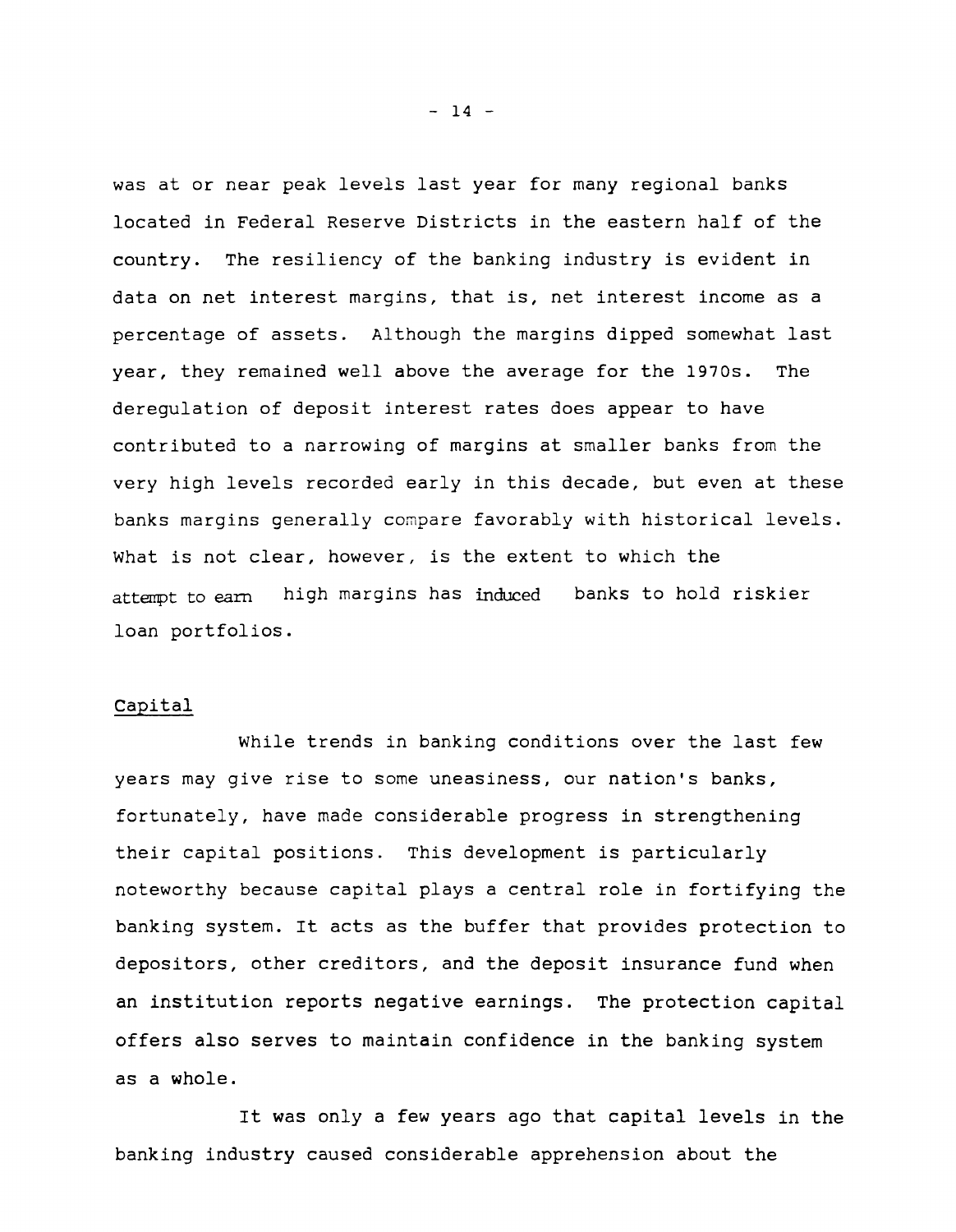was at or near peak levels last year for many regional banks located in Federal Reserve Districts in the eastern half of the country. The resiliency of the banking industry is evident in data on net interest margins, that is, net interest income as a percentage of assets. Although the margins dipped somewhat last year, they remained well above the average for the 1970s. The deregulation of deposit interest rates does appear to have contributed to a narrowing of margins at smaller banks from the very high levels recorded early in this decade, but even at these banks margins generally compare favorably with historical levels. What is not clear, however, is the extent to which the attempt to earn high margins has induced banks to hold riskier loan portfolios.

## Capital

While trends in banking conditions over the last few years may give rise to some uneasiness, our nation's banks, fortunately, have made considerable progress in strengthening their capital positions. This development is particularly noteworthy because capital plays a central role in fortifying the banking system. It acts as the buffer that provides protection to depositors, other creditors, and the deposit insurance fund when an institution reports negative earnings. The protection capital offers also serves to maintain confidence in the banking system as a whole.

It was only a few years ago that capital levels in the banking industry caused considerable apprehension about the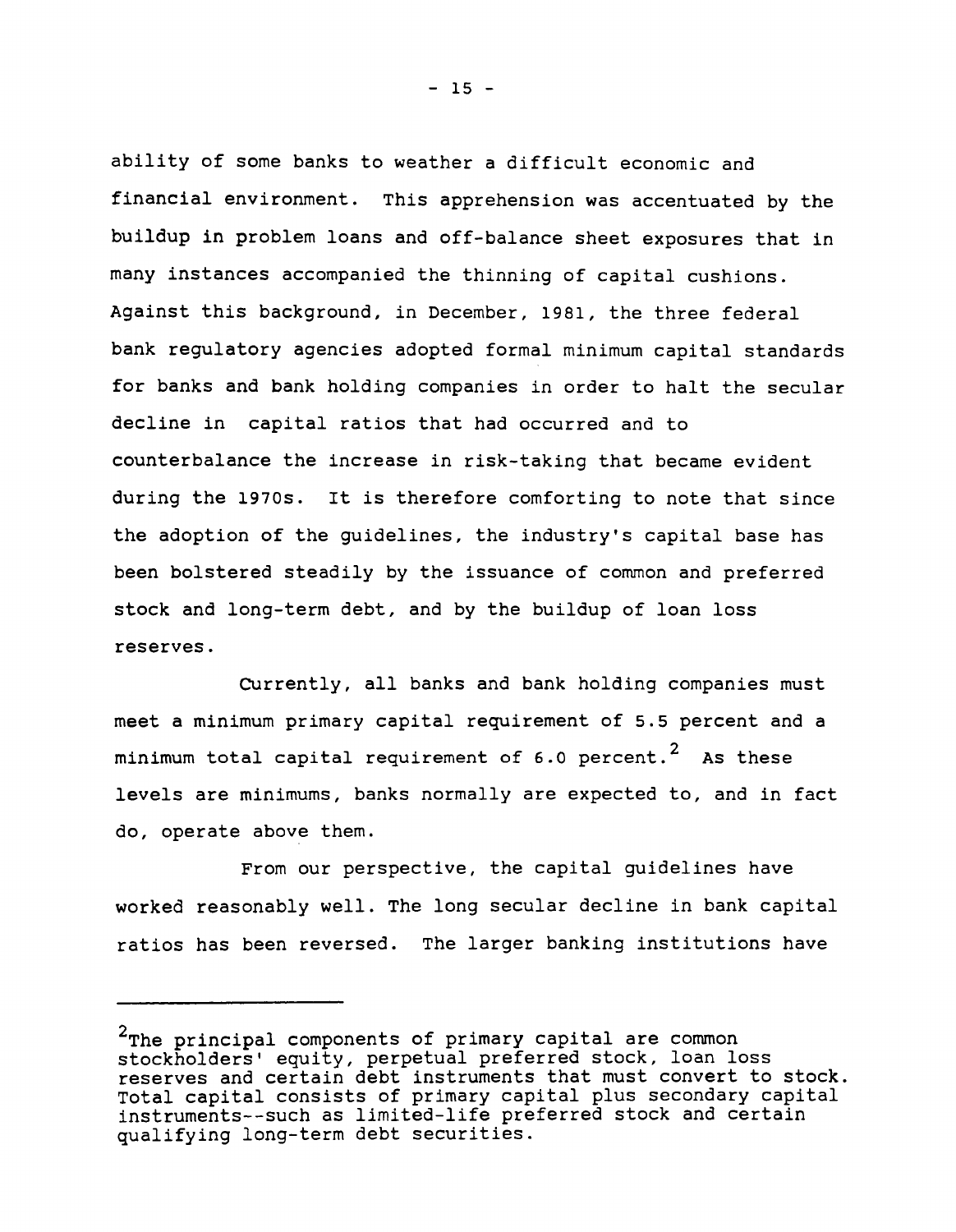ability of some banks to weather a difficult economic and financial environment. This apprehension was accentuated by the buildup in problem loans and off-balance sheet exposures that in many instances accompanied the thinning of capital cushions. Against this background, in December, 1981, the three federal bank regulatory agencies adopted formal minimum capital standards for banks and bank holding companies in order to halt the secular decline in capital ratios that had occurred and to counterbalance the increase in risk-taking that became evident during the 1970s. It is therefore comforting to note that since the adoption of the guidelines, the industry's capital base has been bolstered steadily by the issuance of common and preferred stock and long-term debt, and by the buildup of loan loss reserves.

Currently, all banks and bank holding companies must meet a minimum primary capital requirement of 5.5 percent and a minimum total capital requirement of 6.0 percent.[2] As these levels are minimums, banks normally are expected to, and in fact do, operate above them.

From our perspective, the capital guidelines have worked reasonably well. The long secular decline in bank capital ratios has been reversed. The larger banking institutions have

---

[2]The principal components of primary capital are common stockholders' equity, perpetual preferred stock, loan loss reserves and certain debt instruments that must convert to stock. Total capital consists of primary capital plus secondary capital instruments--such as limited-life preferred stock and certain qualifying long-term debt securities.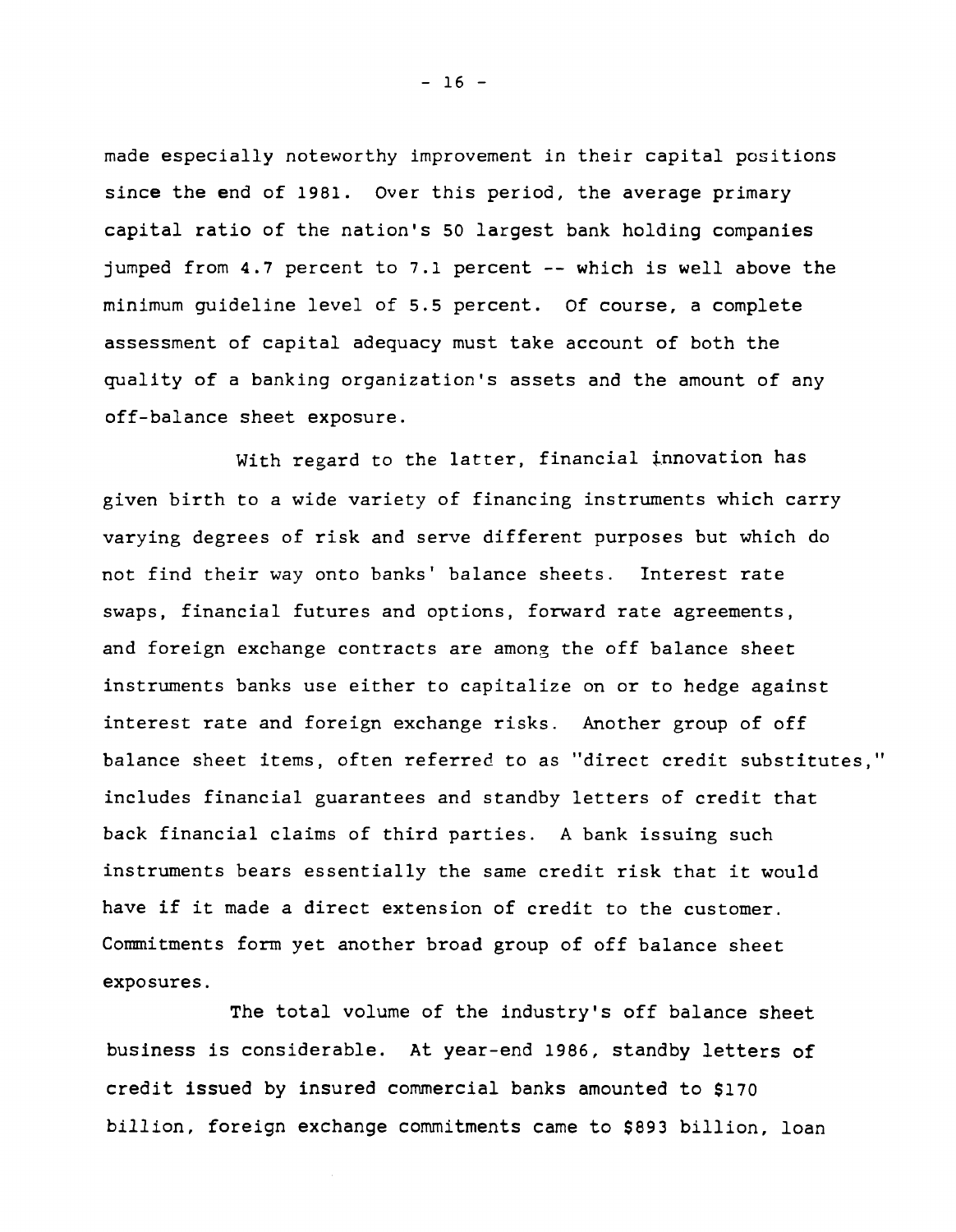made especially noteworthy improvement in their capital positions since the end of 1981. Over this period, the average primary capital ratio of the nation's 50 largest bank holding companies jumped from 4.7 percent to 7.1 percent -- which is well above the minimum guideline level of 5.5 percent. Of course, a complete assessment of capital adequacy must take account of both the quality of a banking organization's assets and the amount of any off-balance sheet exposure.

With regard to the latter, financial innovation has given birth to a wide variety of financing instruments which carry varying degrees of risk and serve different purposes but which do not find their way onto banks' balance sheets. Interest rate swaps, financial futures and options, forward rate agreements, and foreign exchange contracts are among the off balance sheet instruments banks use either to capitalize on or to hedge against interest rate and foreign exchange risks. Another group of off balance sheet items, often referred to as "direct credit substitutes," includes financial guarantees and standby letters of credit that back financial claims of third parties. A bank issuing such instruments bears essentially the same credit risk that it would have if it made a direct extension of credit to the customer. Commitments form yet another broad group of off balance sheet exposures.

The total volume of the industry's off balance sheet business is considerable. At year-end 1986, standby letters of credit issued by insured commercial banks amounted to $170 billion, foreign exchange commitments came to $893 billion, loan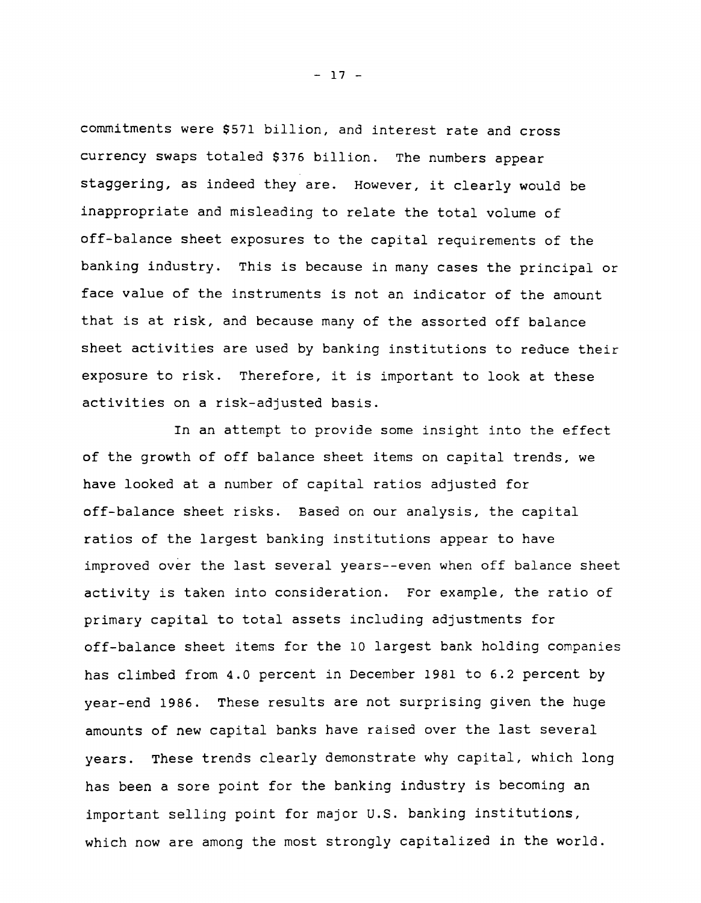commitments were $571 billion, and interest rate and cross currency swaps totaled $376 billion. The numbers appear staggering, as indeed they are. However, it clearly would be inappropriate and misleading to relate the total volume of off-balance sheet exposures to the capital requirements of the banking industry. This is because in many cases the principal or face value of the instruments is not an indicator of the amount that is at risk, and because many of the assorted off balance sheet activities are used by banking institutions to reduce their exposure to risk. Therefore, it is important to look at these activities on a risk-adjusted basis.

In an attempt to provide some insight into the effect of the growth of off balance sheet items on capital trends, we have looked at a number of capital ratios adjusted for off-balance sheet risks. Based on our analysis, the capital ratios of the largest banking institutions appear to have improved over the last several years--even when off balance sheet activity is taken into consideration. For example, the ratio of primary capital to total assets including adjustments for off-balance sheet items for the 10 largest bank holding companies has climbed from 4.0 percent in December 1981 to 6.2 percent by year-end 1986. These results are not surprising given the huge amounts of new capital banks have raised over the last several years. These trends clearly demonstrate why capital, which long has been a sore point for the banking industry is becoming an important selling point for major U.S. banking institutions, which now are among the most strongly capitalized in the world.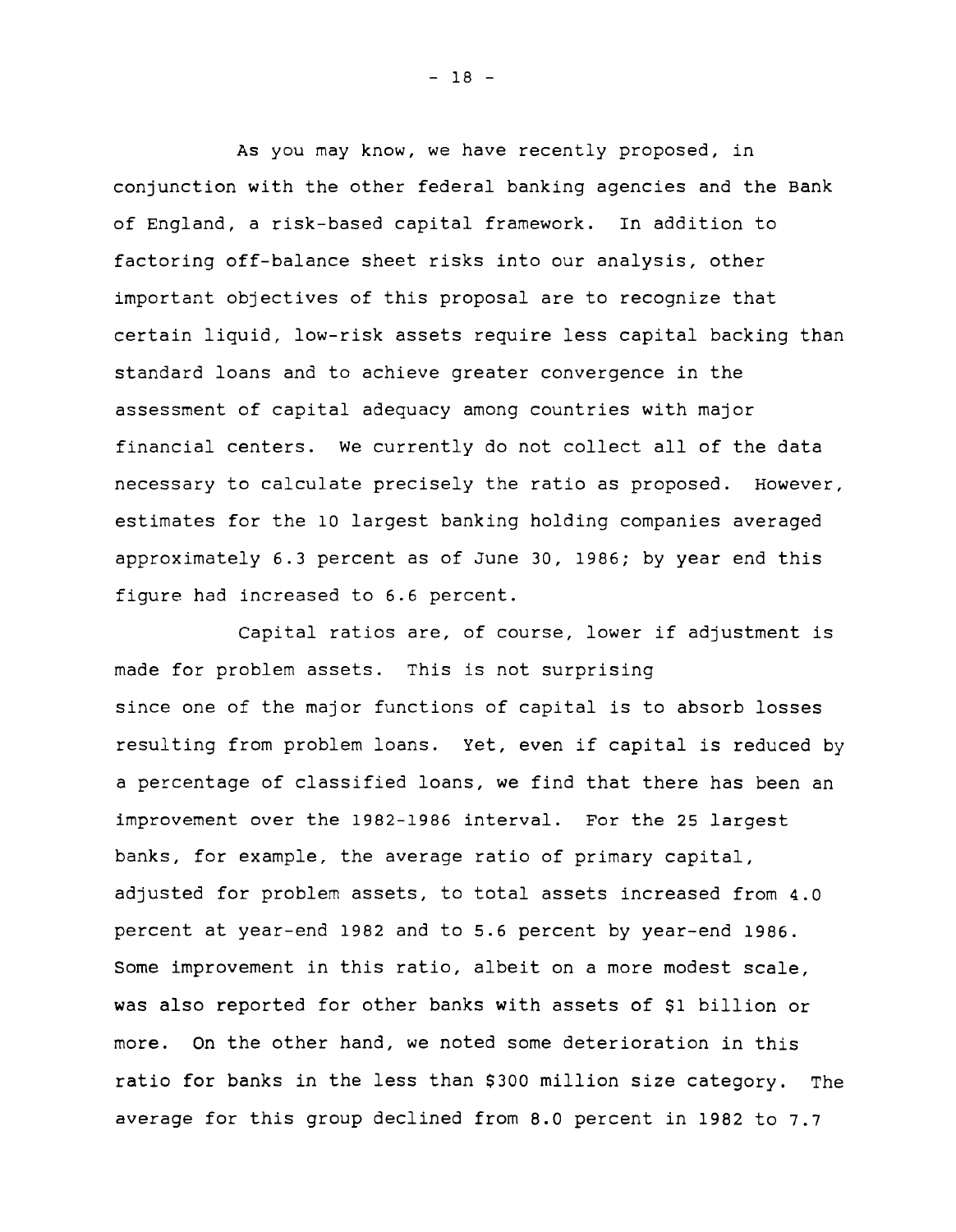As you may know, we have recently proposed, in conjunction with the other federal banking agencies and the Bank of England, a risk-based capital framework. In addition to factoring off-balance sheet risks into our analysis, other important objectives of this proposal are to recognize that certain liquid, low-risk assets require less capital backing than standard loans and to achieve greater convergence in the assessment of capital adequacy among countries with major financial centers. We currently do not collect all of the data necessary to calculate precisely the ratio as proposed. However, estimates for the 10 largest banking holding companies averaged approximately 6.3 percent as of June 30, 1986; by year end this figure had increased to 6.6 percent.

Capital ratios are, of course, lower if adjustment is made for problem assets. This is not surprising since one of the major functions of capital is to absorb losses resulting from problem loans. Yet, even if capital is reduced by a percentage of classified loans, we find that there has been an improvement over the 1982-1986 interval. For the 25 largest banks, for example, the average ratio of primary capital, adjusted for problem assets, to total assets increased from 4.0 percent at year-end 1982 and to 5.6 percent by year-end 1986. Some improvement in this ratio, albeit on a more modest scale, was also reported for other banks with assets of $1 billion or more. On the other hand, we noted some deterioration in this ratio for banks in the less than $300 million size category. The average for this group declined from 8.0 percent in 1982 to 7.7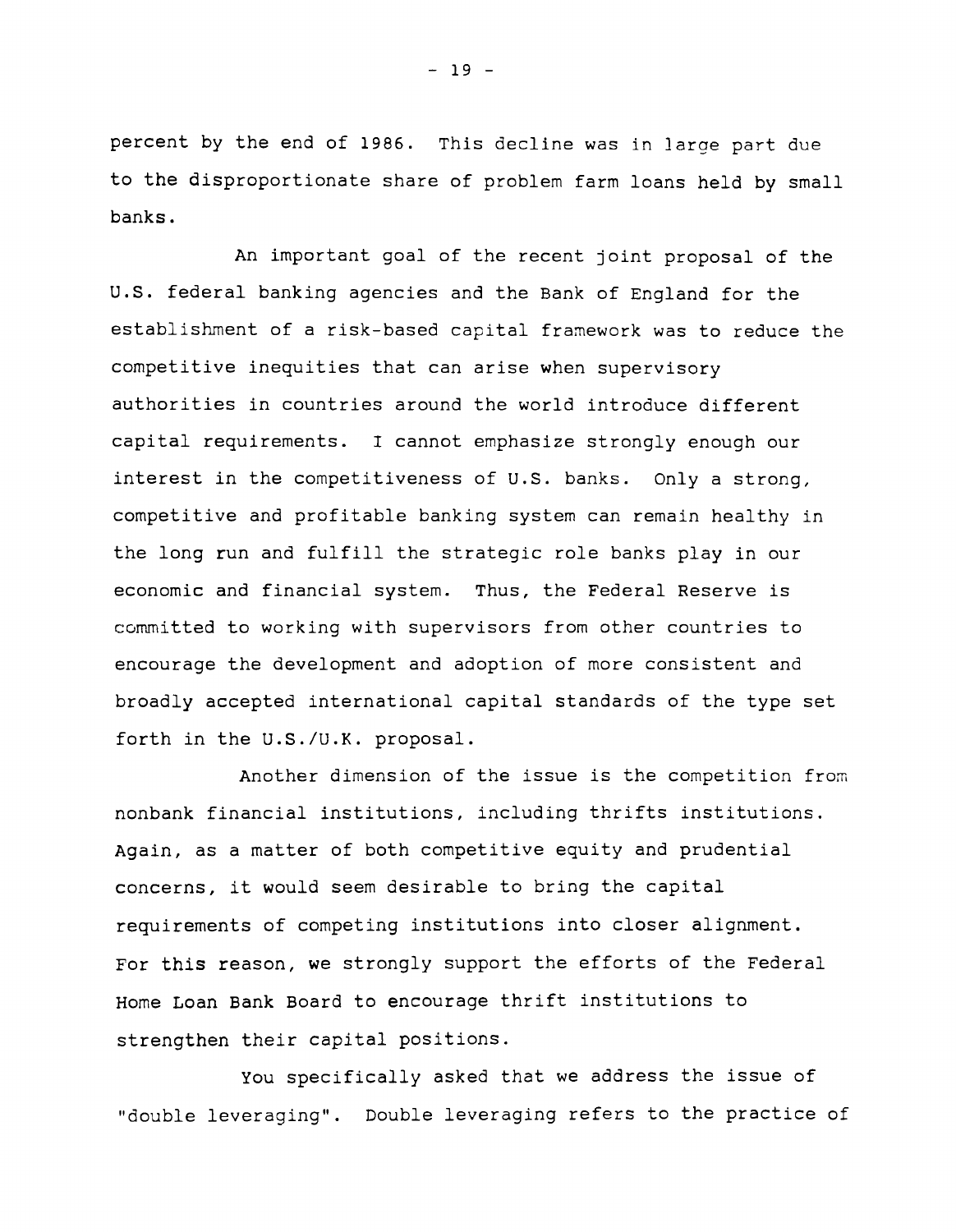percent by the end of 1986. This decline was in large part due to the disproportionate share of problem farm loans held by small banks.

An important goal of the recent joint proposal of the U.S. federal banking agencies and the Bank of England for the establishment of a risk-based capital framework was to reduce the competitive inequities that can arise when supervisory authorities in countries around the world introduce different capital requirements. I cannot emphasize strongly enough our interest in the competitiveness of U.S. banks. Only a strong, competitive and profitable banking system can remain healthy in the long run and fulfill the strategic role banks play in our economic and financial system. Thus, the Federal Reserve is committed to working with supervisors from other countries to encourage the development and adoption of more consistent and broadly accepted international capital standards of the type set forth in the U.S./U.K. proposal.

Another dimension of the issue is the competition from nonbank financial institutions, including thrifts institutions. Again, as a matter of both competitive equity and prudential concerns, it would seem desirable to bring the capital requirements of competing institutions into closer alignment. For this reason, we strongly support the efforts of the Federal Home Loan Bank Board to encourage thrift institutions to strengthen their capital positions.

You specifically asked that we address the issue of "double leveraging". Double leveraging refers to the practice of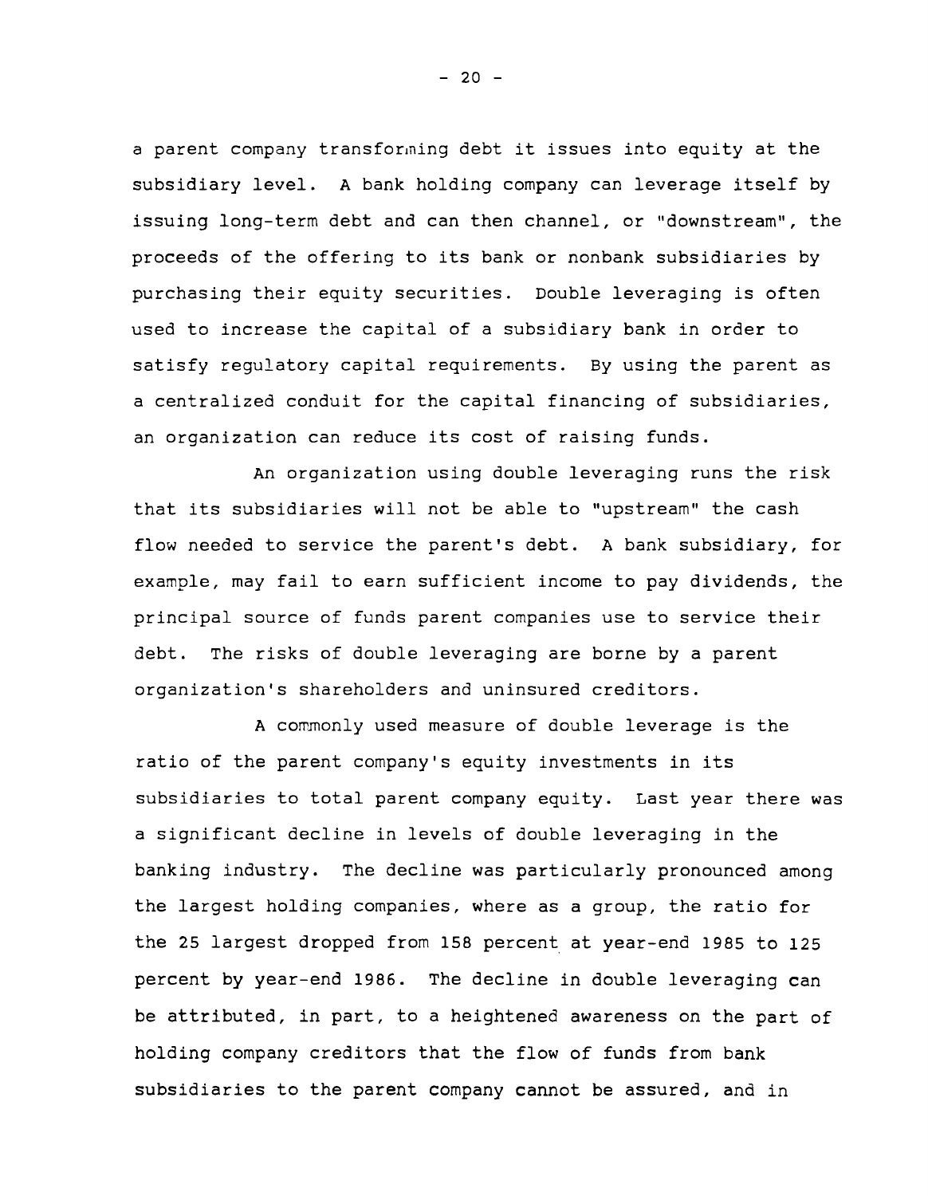a parent company transforming debt it issues into equity at the subsidiary level. A bank holding company can leverage itself by issuing long-term debt and can then channel, or "downstream", the proceeds of the offering to its bank or nonbank subsidiaries by purchasing their equity securities. Double leveraging is often used to increase the capital of a subsidiary bank in order to satisfy regulatory capital requirements. By using the parent as a centralized conduit for the capital financing of subsidiaries, an organization can reduce its cost of raising funds.

An organization using double leveraging runs the risk that its subsidiaries will not be able to "upstream" the cash flow needed to service the parent's debt. A bank subsidiary, for example, may fail to earn sufficient income to pay dividends, the principal source of funds parent companies use to service their debt. The risks of double leveraging are borne by a parent organization's shareholders and uninsured creditors.

A commonly used measure of double leverage is the ratio of the parent company's equity investments in its subsidiaries to total parent company equity. Last year there was a significant decline in levels of double leveraging in the banking industry. The decline was particularly pronounced among the largest holding companies, where as a group, the ratio for the 25 largest dropped from 158 percent at year-end 1985 to 125 percent by year-end 1986. The decline in double leveraging can be attributed, in part, to a heightened awareness on the part of holding company creditors that the flow of funds from bank subsidiaries to the parent company cannot be assured, and in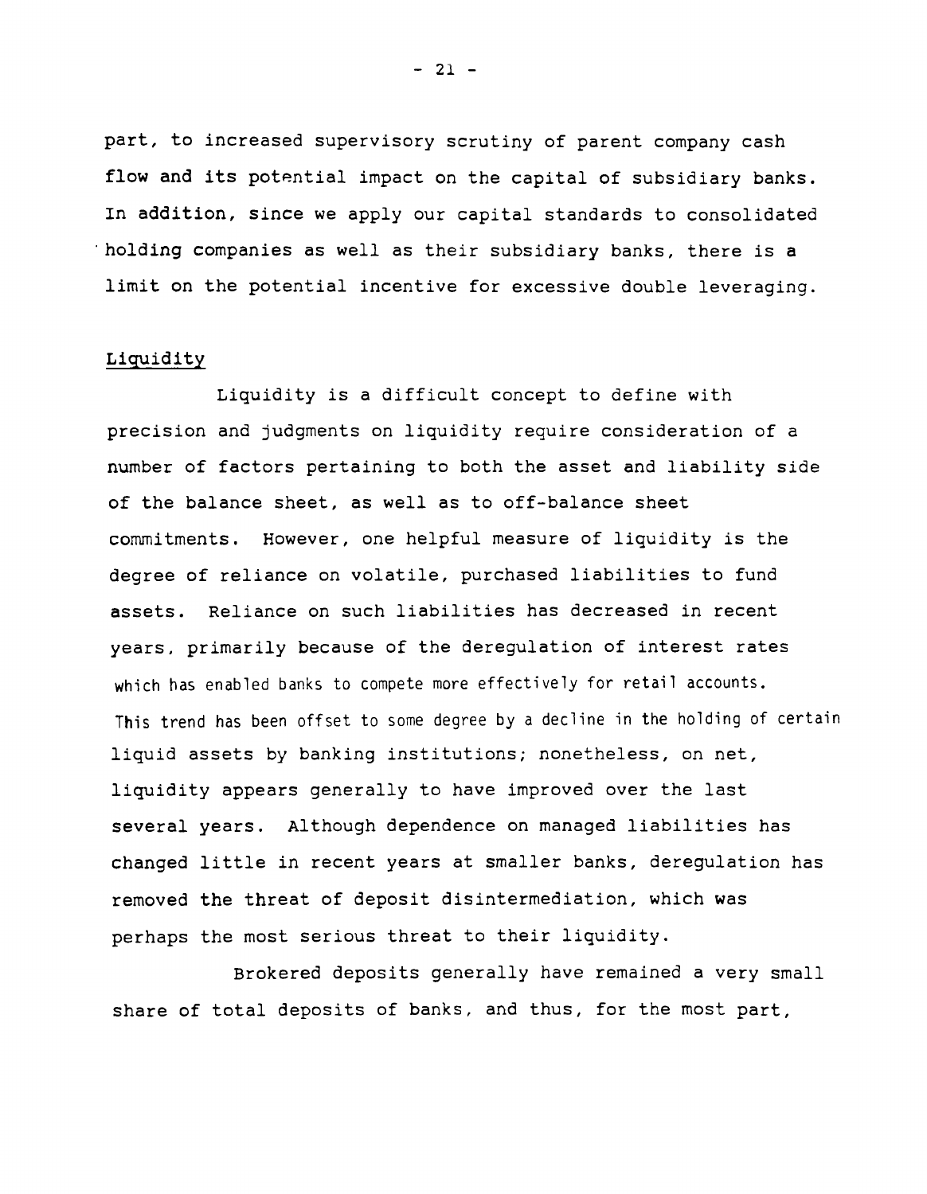part, to increased supervisory scrutiny of parent company cash flow and its potential impact on the capital of subsidiary banks. In addition, since we apply our capital standards to consolidated holding companies as well as their subsidiary banks, there is a limit on the potential incentive for excessive double leveraging.

## Liquidity

Liquidity is a difficult concept to define with precision and judgments on liquidity require consideration of a number of factors pertaining to both the asset and liability side of the balance sheet, as well as to off-balance sheet commitments. However, one helpful measure of liquidity is the degree of reliance on volatile, purchased liabilities to fund assets. Reliance on such liabilities has decreased in recent years, primarily because of the deregulation of interest rates which has enabled banks to compete more effectively for retail accounts. This trend has been offset to some degree by a decline in the holding of certain liquid assets by banking institutions; nonetheless, on net, liquidity appears generally to have improved over the last several years. Although dependence on managed liabilities has changed little in recent years at smaller banks, deregulation has removed the threat of deposit disintermediation, which was perhaps the most serious threat to their liquidity.

Brokered deposits generally have remained a very small share of total deposits of banks, and thus, for the most part,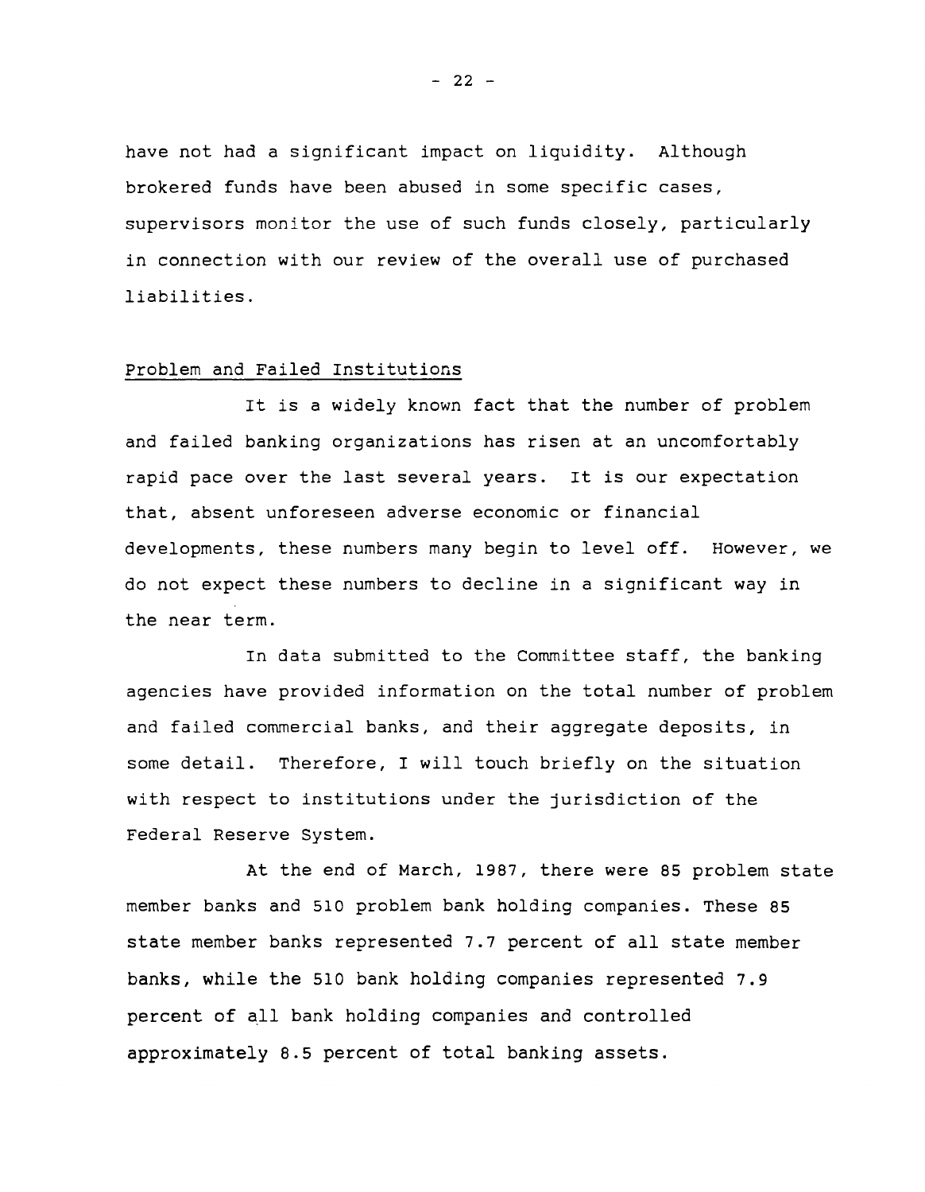have not had a significant impact on liquidity. Although brokered funds have been abused in some specific cases, supervisors monitor the use of such funds closely, particularly in connection with our review of the overall use of purchased liabilities.

Problem and Failed Institutions

It is a widely known fact that the number of problem and failed banking organizations has risen at an uncomfortably rapid pace over the last several years. It is our expectation that, absent unforeseen adverse economic or financial developments, these numbers many begin to level off. However, we do not expect these numbers to decline in a significant way in the near term.

In data submitted to the Committee staff, the banking agencies have provided information on the total number of problem and failed commercial banks, and their aggregate deposits, in some detail. Therefore, I will touch briefly on the situation with respect to institutions under the jurisdiction of the Federal Reserve System.

At the end of March, 1987, there were 85 problem state member banks and 510 problem bank holding companies. These 85 state member banks represented 7.7 percent of all state member banks, while the 510 bank holding companies represented 7.9 percent of all bank holding companies and controlled approximately 8.5 percent of total banking assets.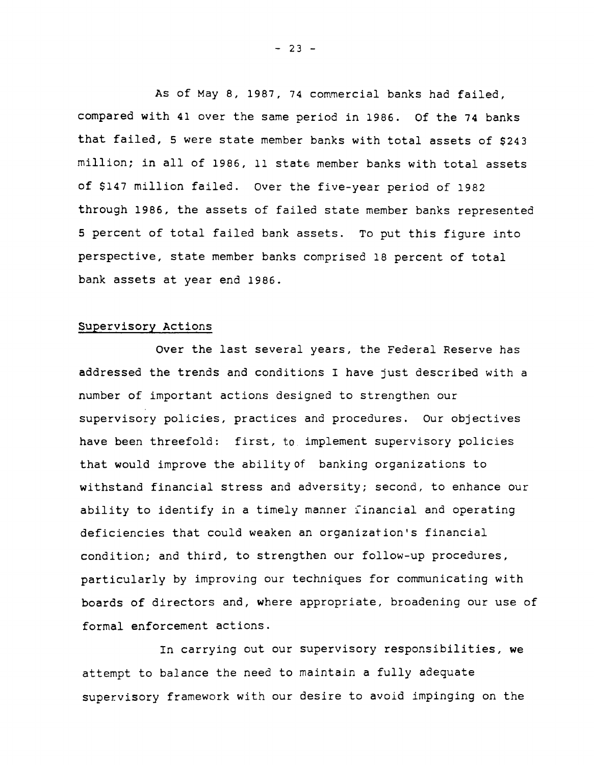As of May 8, 1987, 74 commercial banks had failed, compared with 41 over the same period in 1986. Of the 74 banks that failed, 5 were state member banks with total assets of $243 million; in all of 1986, 11 state member banks with total assets of $147 million failed. Over the five-year period of 1982 through 1986, the assets of failed state member banks represented 5 percent of total failed bank assets. To put this figure into perspective, state member banks comprised 18 percent of total bank assets at year end 1986.

## Supervisory Actions

Over the last several years, the Federal Reserve has addressed the trends and conditions I have just described with a number of important actions designed to strengthen our supervisory policies, practices and procedures. Our objectives have been threefold: first, to implement supervisory policies that would improve the ability of banking organizations to withstand financial stress and adversity; second, to enhance our ability to identify in a timely manner financial and operating deficiencies that could weaken an organization's financial condition; and third, to strengthen our follow-up procedures, particularly by improving our techniques for communicating with boards of directors and, where appropriate, broadening our use of formal enforcement actions.

In carrying out our supervisory responsibilities, we attempt to balance the need to maintain a fully adequate supervisory framework with our desire to avoid impinging on the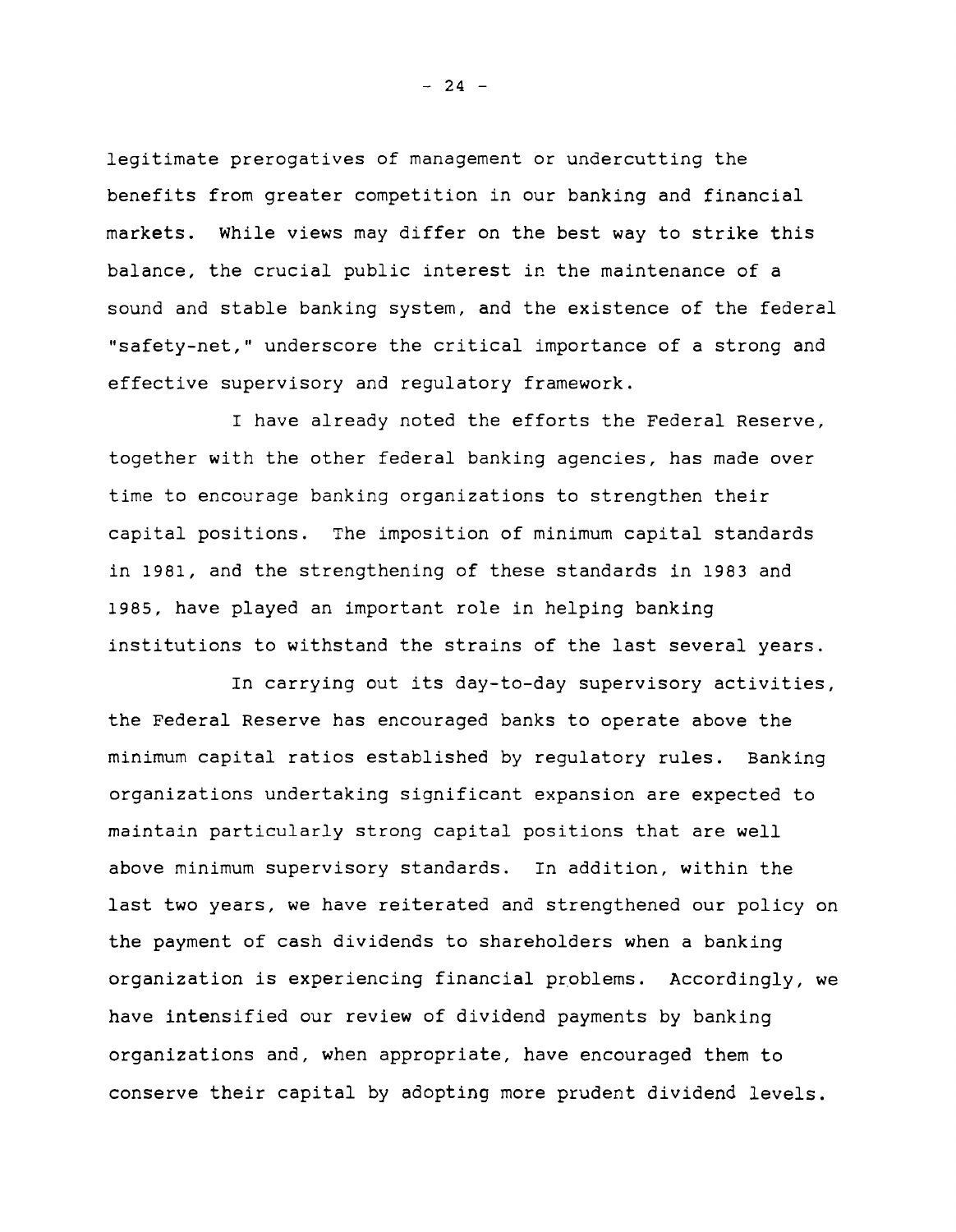legitimate prerogatives of management or undercutting the benefits from greater competition in our banking and financial markets. While views may differ on the best way to strike this balance, the crucial public interest in the maintenance of a sound and stable banking system, and the existence of the federal "safety-net," underscore the critical importance of a strong and effective supervisory and regulatory framework.

I have already noted the efforts the Federal Reserve, together with the other federal banking agencies, has made over time to encourage banking organizations to strengthen their capital positions. The imposition of minimum capital standards in 1981, and the strengthening of these standards in 1983 and 1985, have played an important role in helping banking institutions to withstand the strains of the last several years.

In carrying out its day-to-day supervisory activities, the Federal Reserve has encouraged banks to operate above the minimum capital ratios established by regulatory rules. Banking organizations undertaking significant expansion are expected to maintain particularly strong capital positions that are well above minimum supervisory standards. In addition, within the last two years, we have reiterated and strengthened our policy on the payment of cash dividends to shareholders when a banking organization is experiencing financial problems. Accordingly, we have intensified our review of dividend payments by banking organizations and, when appropriate, have encouraged them to conserve their capital by adopting more prudent dividend levels.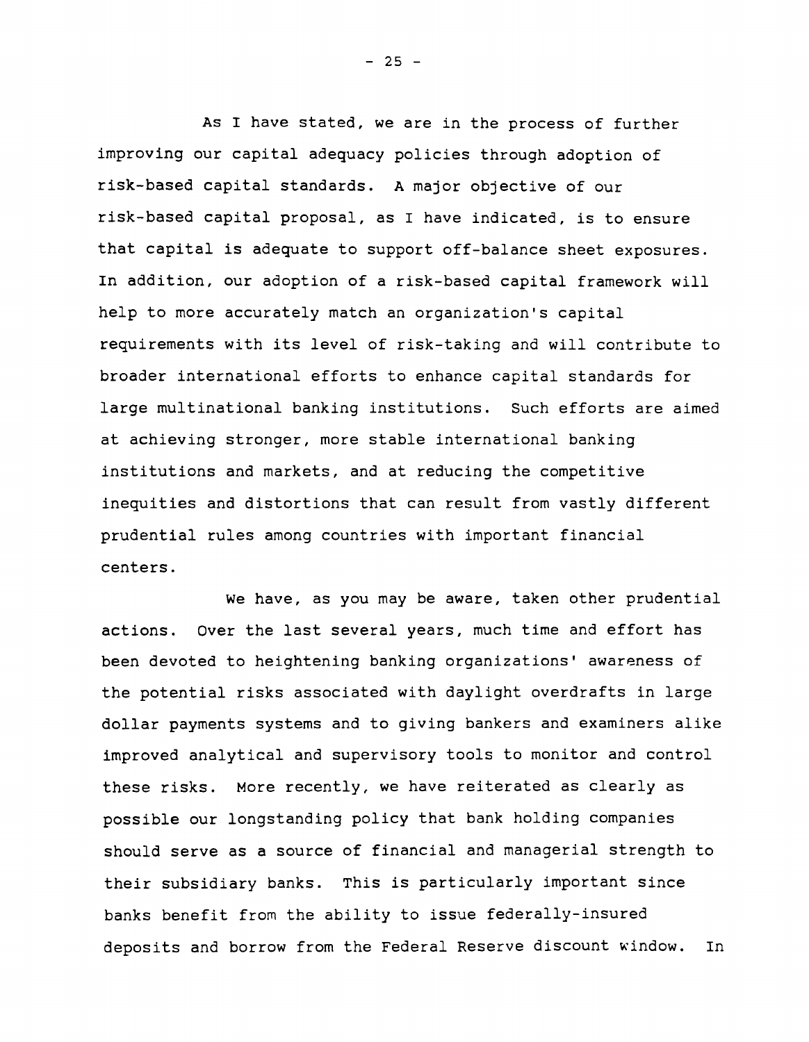As I have stated, we are in the process of further improving our capital adequacy policies through adoption of risk-based capital standards. A major objective of our risk-based capital proposal, as I have indicated, is to ensure that capital is adequate to support off-balance sheet exposures. In addition, our adoption of a risk-based capital framework will help to more accurately match an organization's capital requirements with its level of risk-taking and will contribute to broader international efforts to enhance capital standards for large multinational banking institutions. Such efforts are aimed at achieving stronger, more stable international banking institutions and markets, and at reducing the competitive inequities and distortions that can result from vastly different prudential rules among countries with important financial centers.

We have, as you may be aware, taken other prudential actions. Over the last several years, much time and effort has been devoted to heightening banking organizations' awareness of the potential risks associated with daylight overdrafts in large dollar payments systems and to giving bankers and examiners alike improved analytical and supervisory tools to monitor and control these risks. More recently, we have reiterated as clearly as possible our longstanding policy that bank holding companies should serve as a source of financial and managerial strength to their subsidiary banks. This is particularly important since banks benefit from the ability to issue federally-insured deposits and borrow from the Federal Reserve discount window. In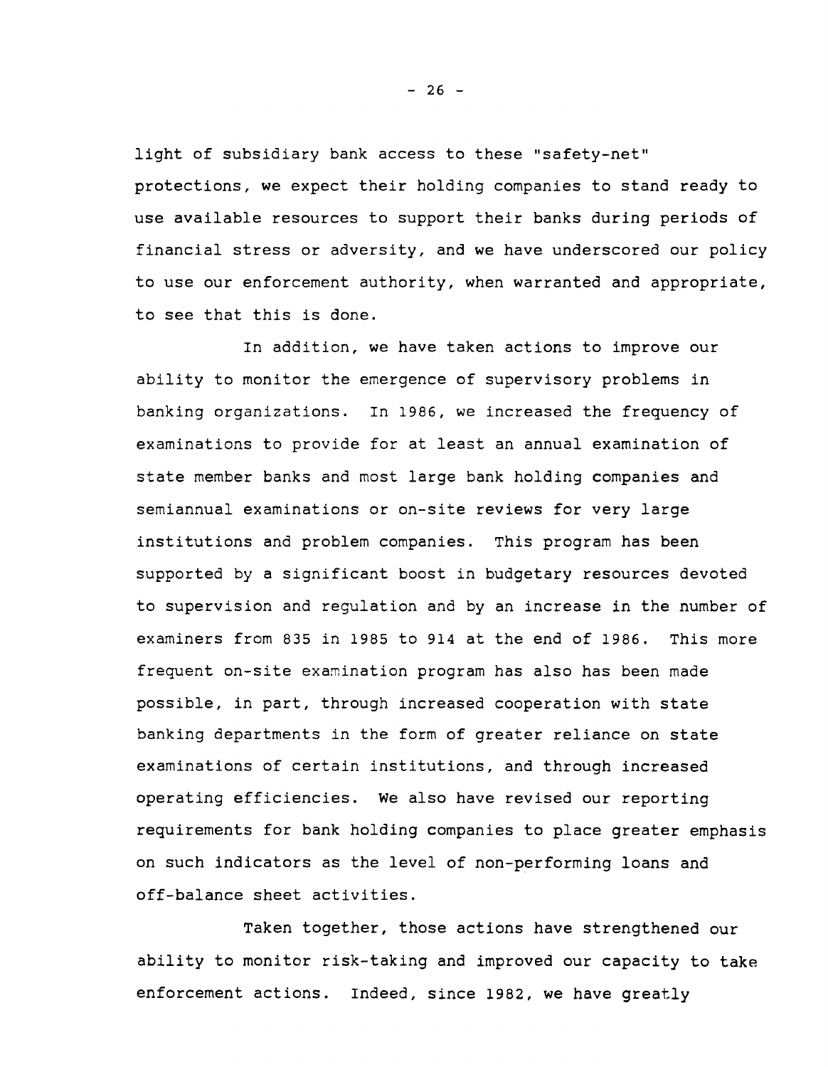light of subsidiary bank access to these "safety-net" protections, we expect their holding companies to stand ready to use available resources to support their banks during periods of financial stress or adversity, and we have underscored our policy to use our enforcement authority, when warranted and appropriate, to see that this is done.

In addition, we have taken actions to improve our ability to monitor the emergence of supervisory problems in banking organizations. In 1986, we increased the frequency of examinations to provide for at least an annual examination of state member banks and most large bank holding companies and semiannual examinations or on-site reviews for very large institutions and problem companies. This program has been supported by a significant boost in budgetary resources devoted to supervision and regulation and by an increase in the number of examiners from 835 in 1985 to 914 at the end of 1986. This more frequent on-site examination program has also has been made possible, in part, through increased cooperation with state banking departments in the form of greater reliance on state examinations of certain institutions, and through increased operating efficiencies. We also have revised our reporting requirements for bank holding companies to place greater emphasis on such indicators as the level of non-performing loans and off-balance sheet activities.

Taken together, those actions have strengthened our ability to monitor risk-taking and improved our capacity to take enforcement actions. Indeed, since 1982, we have greatly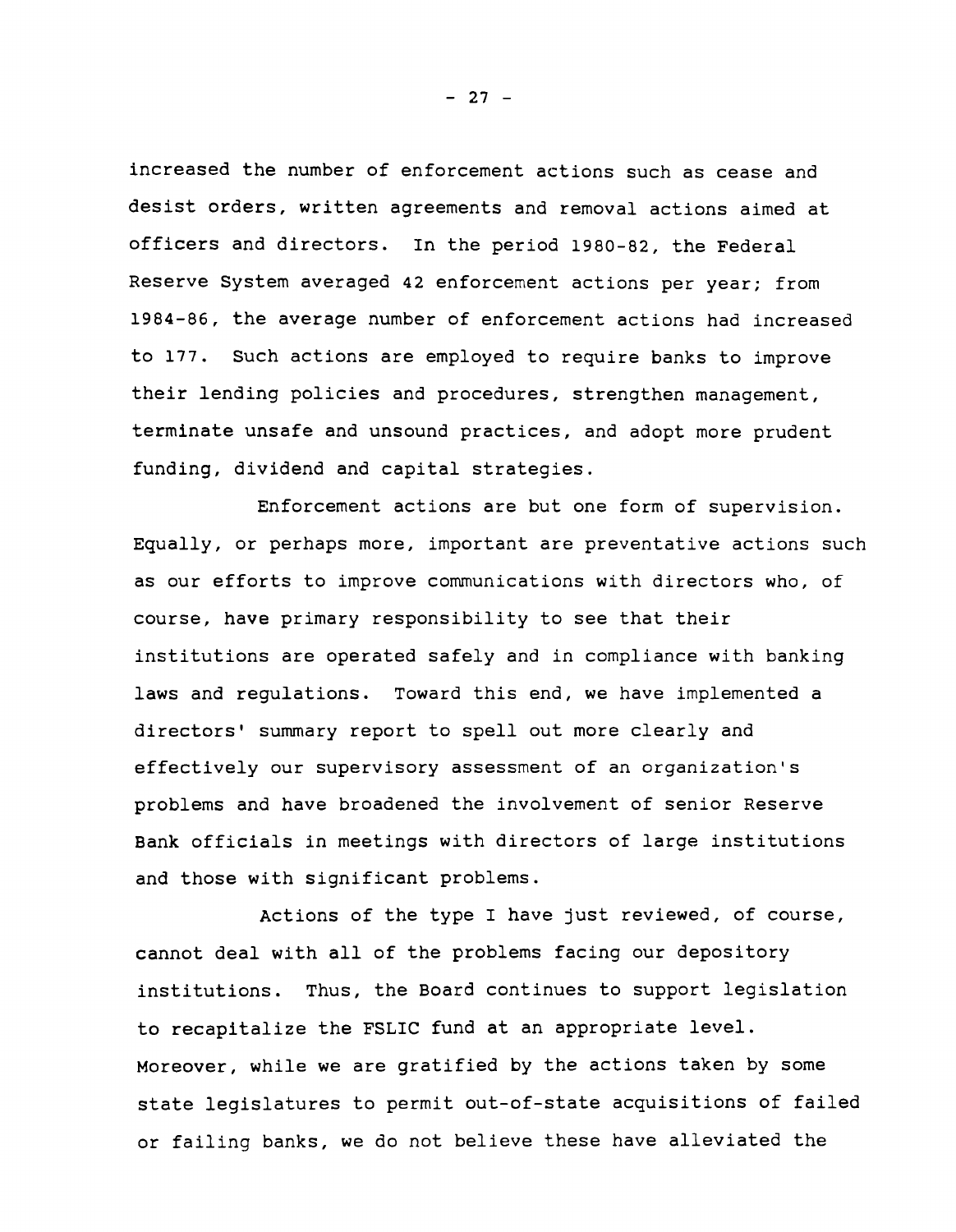increased the number of enforcement actions such as cease and desist orders, written agreements and removal actions aimed at officers and directors. In the period 1980-82, the Federal Reserve System averaged 42 enforcement actions per year; from 1984-86, the average number of enforcement actions had increased to 177. Such actions are employed to require banks to improve their lending policies and procedures, strengthen management, terminate unsafe and unsound practices, and adopt more prudent funding, dividend and capital strategies.

Enforcement actions are but one form of supervision. Equally, or perhaps more, important are preventative actions such as our efforts to improve communications with directors who, of course, have primary responsibility to see that their institutions are operated safely and in compliance with banking laws and regulations. Toward this end, we have implemented a directors' summary report to spell out more clearly and effectively our supervisory assessment of an organization's problems and have broadened the involvement of senior Reserve Bank officials in meetings with directors of large institutions and those with significant problems.

Actions of the type I have just reviewed, of course, cannot deal with all of the problems facing our depository institutions. Thus, the Board continues to support legislation to recapitalize the FSLIC fund at an appropriate level. Moreover, while we are gratified by the actions taken by some state legislatures to permit out-of-state acquisitions of failed or failing banks, we do not believe these have alleviated the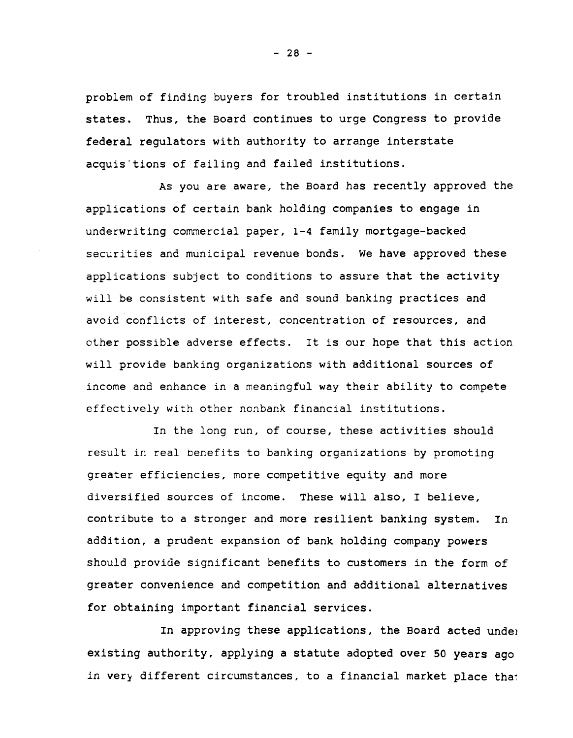problem of finding buyers for troubled institutions in certain states. Thus, the Board continues to urge Congress to provide federal regulators with authority to arrange interstate acquis'tions of failing and failed institutions.

As you are aware, the Board has recently approved the applications of certain bank holding companies to engage in underwriting commercial paper, 1-4 family mortgage-backed securities and municipal revenue bonds. We have approved these applications subject to conditions to assure that the activity will be consistent with safe and sound banking practices and avoid conflicts of interest, concentration of resources, and other possible adverse effects. It is our hope that this action will provide banking organizations with additional sources of income and enhance in a meaningful way their ability to compete effectively with other nonbank financial institutions.

In the long run, of course, these activities should result in real benefits to banking organizations by promoting greater efficiencies, more competitive equity and more diversified sources of income. These will also, I believe, contribute to a stronger and more resilient banking system. In addition, a prudent expansion of bank holding company powers should provide significant benefits to customers in the form of greater convenience and competition and additional alternatives for obtaining important financial services.

In approving these applications, the Board acted under existing authority, applying a statute adopted over 50 years ago in very different circumstances, to a financial market place that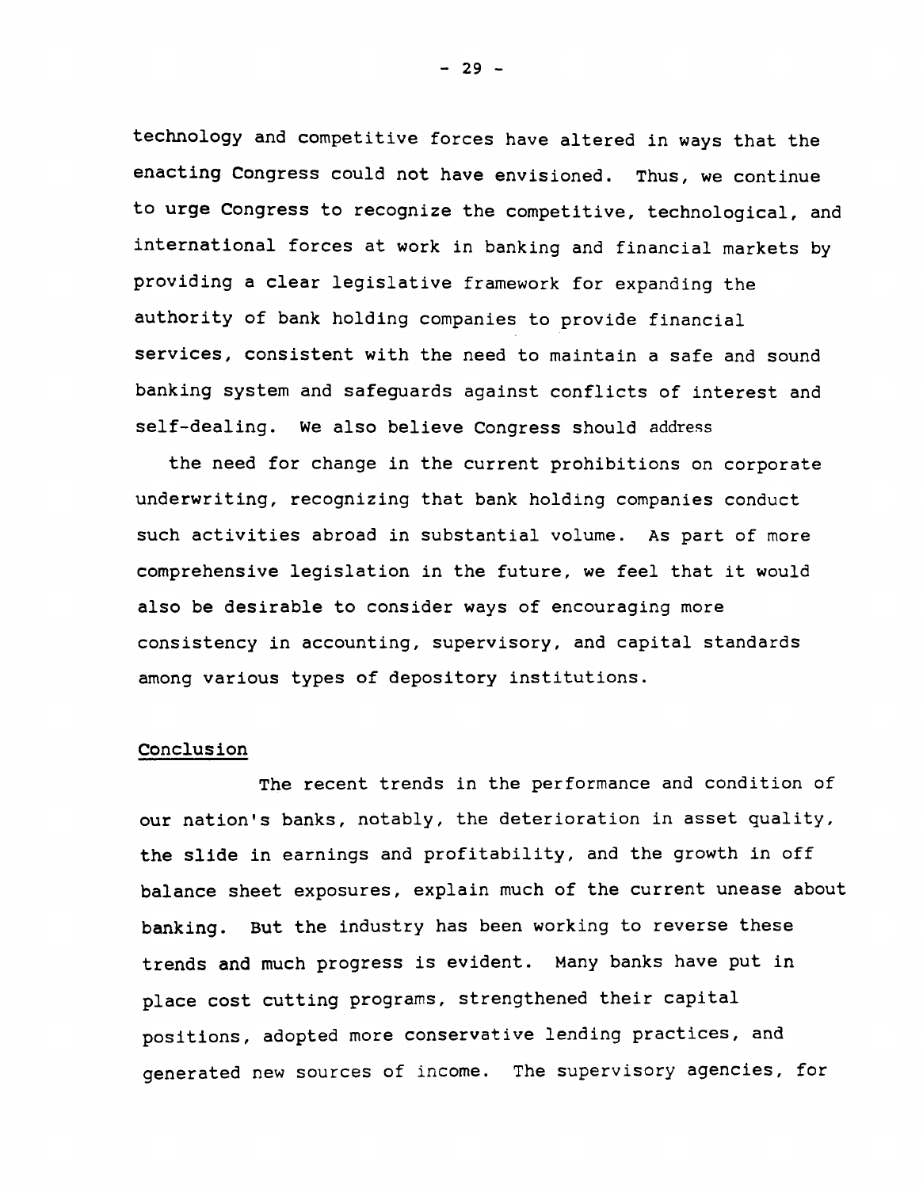technology and competitive forces have altered in ways that the enacting Congress could not have envisioned. Thus, we continue to urge Congress to recognize the competitive, technological, and international forces at work in banking and financial markets by providing a clear legislative framework for expanding the authority of bank holding companies to provide financial services, consistent with the need to maintain a safe and sound banking system and safeguards against conflicts of interest and self-dealing. We also believe Congress should address the need for change in the current prohibitions on corporate underwriting, recognizing that bank holding companies conduct such activities abroad in substantial volume. As part of more comprehensive legislation in the future, we feel that it would also be desirable to consider ways of encouraging more consistency in accounting, supervisory, and capital standards among various types of depository institutions.

## Conclusion

The recent trends in the performance and condition of our nation's banks, notably, the deterioration in asset quality, the slide in earnings and profitability, and the growth in off balance sheet exposures, explain much of the current unease about banking. But the industry has been working to reverse these trends and much progress is evident. Many banks have put in place cost cutting programs, strengthened their capital positions, adopted more conservative lending practices, and generated new sources of income. The supervisory agencies, for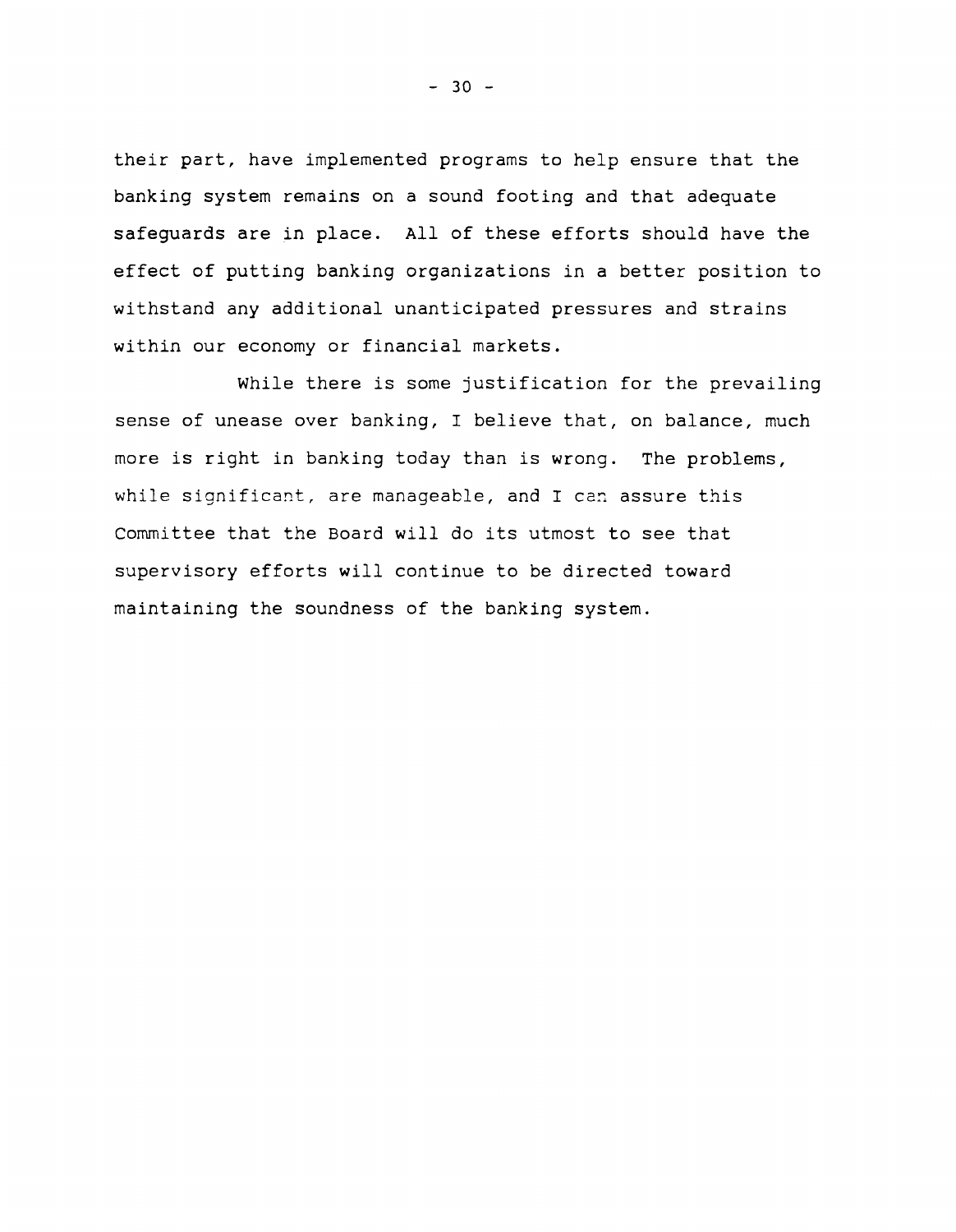their part, have implemented programs to help ensure that the banking system remains on a sound footing and that adequate safeguards are in place. All of these efforts should have the effect of putting banking organizations in a better position to withstand any additional unanticipated pressures and strains within our economy or financial markets.

While there is some justification for the prevailing sense of unease over banking, I believe that, on balance, much more is right in banking today than is wrong. The problems, while significant, are manageable, and I can assure this Committee that the Board will do its utmost to see that supervisory efforts will continue to be directed toward maintaining the soundness of the banking system.